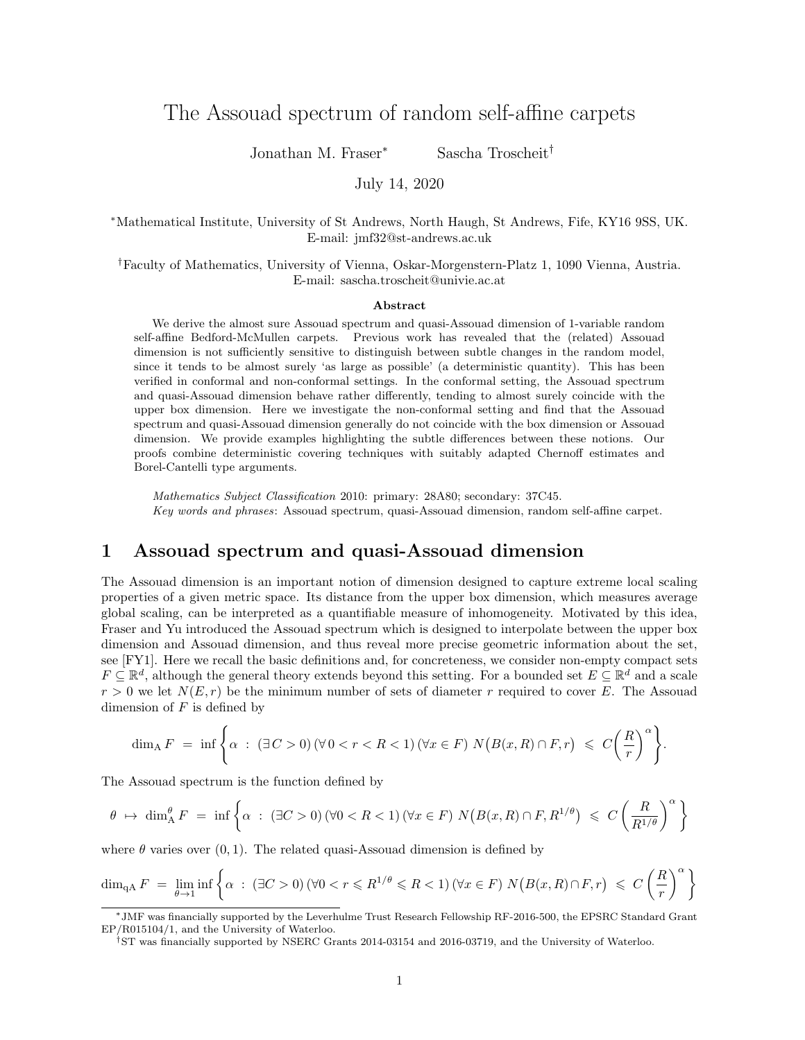# The Assouad spectrum of random self-affine carpets

Jonathan M. Fraser* Sascha Troscheit†

July 14, 2020

*Mathematical Institute, University of St Andrews, North Haugh, St Andrews, Fife, KY16 9SS, UK.
E-mail: jmf32@st-andrews.ac.uk

†Faculty of Mathematics, University of Vienna, Oskar-Morgenstern-Platz 1, 1090 Vienna, Austria.
E-mail: sascha.troscheit@univie.ac.at

### Abstract

We derive the almost sure Assouad spectrum and quasi-Assouad dimension of 1-variable random self-affine Bedford-McMullen carpets. Previous work has revealed that the (related) Assouad dimension is not sufficiently sensitive to distinguish between subtle changes in the random model, since it tends to be almost surely 'as large as possible' (a deterministic quantity). This has been verified in conformal and non-conformal settings. In the conformal setting, the Assouad spectrum and quasi-Assouad dimension behave rather differently, tending to almost surely coincide with the upper box dimension. Here we investigate the non-conformal setting and find that the Assouad spectrum and quasi-Assouad dimension generally do not coincide with the box dimension or Assouad dimension. We provide examples highlighting the subtle differences between these notions. Our proofs combine deterministic covering techniques with suitably adapted Chernoff estimates and Borel-Cantelli type arguments.

*Mathematics Subject Classification* 2010: primary: 28A80; secondary: 37C45.
*Key words and phrases*: Assouad spectrum, quasi-Assouad dimension, random self-affine carpet.

## 1 Assouad spectrum and quasi-Assouad dimension

The Assouad dimension is an important notion of dimension designed to capture extreme local scaling properties of a given metric space. Its distance from the upper box dimension, which measures average global scaling, can be interpreted as a quantifiable measure of inhomogeneity. Motivated by this idea, Fraser and Yu introduced the Assouad spectrum which is designed to interpolate between the upper box dimension and Assouad dimension, and thus reveal more precise geometric information about the set, see [FY1]. Here we recall the basic definitions and, for concreteness, we consider non-empty compact sets $F \subseteq \mathbb{R}^d$, although the general theory extends beyond this setting. For a bounded set $E \subseteq \mathbb{R}^d$ and a scale $r > 0$ we let $N(E, r)$ be the minimum number of sets of diameter $r$ required to cover $E$. The Assouad dimension of $F$ is defined by

$$\dim_{\mathrm{A}} F \;=\; \inf\left\{\alpha \;:\; (\exists C > 0)\,(\forall\, 0 < r < R < 1)\,(\forall x \in F)\; N\big(B(x,R) \cap F, r\big) \;\leqslant\; C\bigg(\frac{R}{r}\bigg)^{\alpha}\right\}.$$

The Assouad spectrum is the function defined by

$$\theta \;\mapsto\; \dim_{\mathrm{A}}^{\theta} F \;=\; \inf\left\{\alpha \;:\; (\exists C > 0)\,(\forall\, 0 < R < 1)\,(\forall x \in F)\; N\big(B(x,R) \cap F, R^{1/\theta}\big) \;\leqslant\; C\left(\frac{R}{R^{1/\theta}}\right)^{\alpha}\right\}$$

where $\theta$ varies over $(0, 1)$. The related quasi-Assouad dimension is defined by

$$\dim_{\mathrm{qA}} F \;=\; \lim_{\theta \to 1} \inf\left\{\alpha \;:\; (\exists C > 0)\,(\forall\, 0 < r \leqslant R^{1/\theta} \leqslant R < 1)\,(\forall x \in F)\; N\big(B(x,R) \cap F, r\big) \;\leqslant\; C\left(\frac{R}{r}\right)^{\alpha}\right\}$$

*JMF was financially supported by the Leverhulme Trust Research Fellowship RF-2016-500, the EPSRC Standard Grant EP/R015104/1, and the University of Waterloo.

†ST was financially supported by NSERC Grants 2014-03154 and 2016-03719, and the University of Waterloo.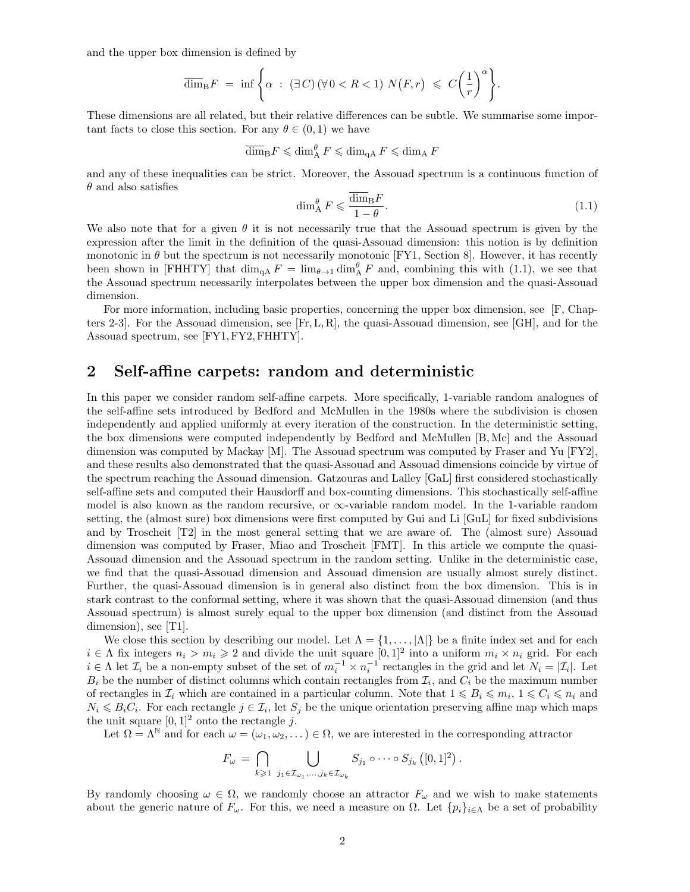and the upper box dimension is defined by

$$\overline{\dim}_{\mathrm{B}} F \;=\; \inf\left\{\alpha \;:\; (\exists\, C)\,(\forall\, 0 < R < 1)\; N\big(F, r\big) \;\leqslant\; C\bigg(\frac{1}{r}\bigg)^{\alpha}\right\}.$$

These dimensions are all related, but their relative differences can be subtle. We summarise some important facts to close this section. For any $\theta \in (0,1)$ we have

$$\overline{\dim}_{\mathrm{B}} F \leqslant \dim_{\mathrm{A}}^{\theta} F \leqslant \dim_{\mathrm{qA}} F \leqslant \dim_{\mathrm{A}} F$$

and any of these inequalities can be strict. Moreover, the Assouad spectrum is a continuous function of $\theta$ and also satisfies

$$\dim_{\mathrm{A}}^{\theta} F \leqslant \frac{\overline{\dim}_{\mathrm{B}} F}{1-\theta}. \tag{1.1}$$

We also note that for a given $\theta$ it is not necessarily true that the Assouad spectrum is given by the expression after the limit in the definition of the quasi-Assouad dimension: this notion is by definition monotonic in $\theta$ but the spectrum is not necessarily monotonic [FY1, Section 8]. However, it has recently been shown in [FHHTY] that $\dim_{\mathrm{qA}} F = \lim_{\theta \to 1} \dim_{\mathrm{A}}^{\theta} F$ and, combining this with (1.1), we see that the Assouad spectrum necessarily interpolates between the upper box dimension and the quasi-Assouad dimension.

For more information, including basic properties, concerning the upper box dimension, see [F, Chapters 2-3]. For the Assouad dimension, see [Fr, L, R], the quasi-Assouad dimension, see [GH], and for the Assouad spectrum, see [FY1, FY2, FHHTY].

## 2 Self-affine carpets: random and deterministic

In this paper we consider random self-affine carpets. More specifically, 1-variable random analogues of the self-affine sets introduced by Bedford and McMullen in the 1980s where the subdivision is chosen independently and applied uniformly at every iteration of the construction. In the deterministic setting, the box dimensions were computed independently by Bedford and McMullen [B, Mc] and the Assouad dimension was computed by Mackay [M]. The Assouad spectrum was computed by Fraser and Yu [FY2], and these results also demonstrated that the quasi-Assouad and Assouad dimensions coincide by virtue of the spectrum reaching the Assouad dimension. Gatzouras and Lalley [GaL] first considered stochastically self-affine sets and computed their Hausdorff and box-counting dimensions. This stochastically self-affine model is also known as the random recursive, or $\infty$-variable random model. In the 1-variable random setting, the (almost sure) box dimensions were first computed by Gui and Li [GuL] for fixed subdivisions and by Troscheit [T2] in the most general setting that we are aware of. The (almost sure) Assouad dimension was computed by Fraser, Miao and Troscheit [FMT]. In this article we compute the quasi-Assouad dimension and the Assouad spectrum in the random setting. Unlike in the deterministic case, we find that the quasi-Assouad dimension and Assouad dimension are usually almost surely distinct. Further, the quasi-Assouad dimension is in general also distinct from the box dimension. This is in stark contrast to the conformal setting, where it was shown that the quasi-Assouad dimension (and thus Assouad spectrum) is almost surely equal to the upper box dimension (and distinct from the Assouad dimension), see [T1].

We close this section by describing our model. Let $\Lambda = \{1, \dots, |\Lambda|\}$ be a finite index set and for each $i \in \Lambda$ fix integers $n_i > m_i \geqslant 2$ and divide the unit square $[0,1]^2$ into a uniform $m_i \times n_i$ grid. For each $i \in \Lambda$ let $\mathcal{I}_i$ be a non-empty subset of the set of $m_i^{-1} \times n_i^{-1}$ rectangles in the grid and let $N_i = |\mathcal{I}_i|$. Let $B_i$ be the number of distinct columns which contain rectangles from $\mathcal{I}_i$, and $C_i$ be the maximum number of rectangles in $\mathcal{I}_i$ which are contained in a particular column. Note that $1 \leqslant B_i \leqslant m_i$, $1 \leqslant C_i \leqslant n_i$ and $N_i \leqslant B_i C_i$. For each rectangle $j \in \mathcal{I}_i$, let $S_j$ be the unique orientation preserving affine map which maps the unit square $[0,1]^2$ onto the rectangle $j$.

Let $\Omega = \Lambda^{\mathbb{N}}$ and for each $\omega = (\omega_1, \omega_2, \dots) \in \Omega$, we are interested in the corresponding attractor

$$F_\omega \;=\; \bigcap_{k \geqslant 1} \;\bigcup_{j_1 \in \mathcal{I}_{\omega_1}, \dots, j_k \in \mathcal{I}_{\omega_k}} S_{j_1} \circ \dots \circ S_{j_k}\left([0,1]^2\right).$$

By randomly choosing $\omega \in \Omega$, we randomly choose an attractor $F_\omega$ and we wish to make statements about the generic nature of $F_\omega$. For this, we need a measure on $\Omega$. Let $\{p_i\}_{i \in \Lambda}$ be a set of probability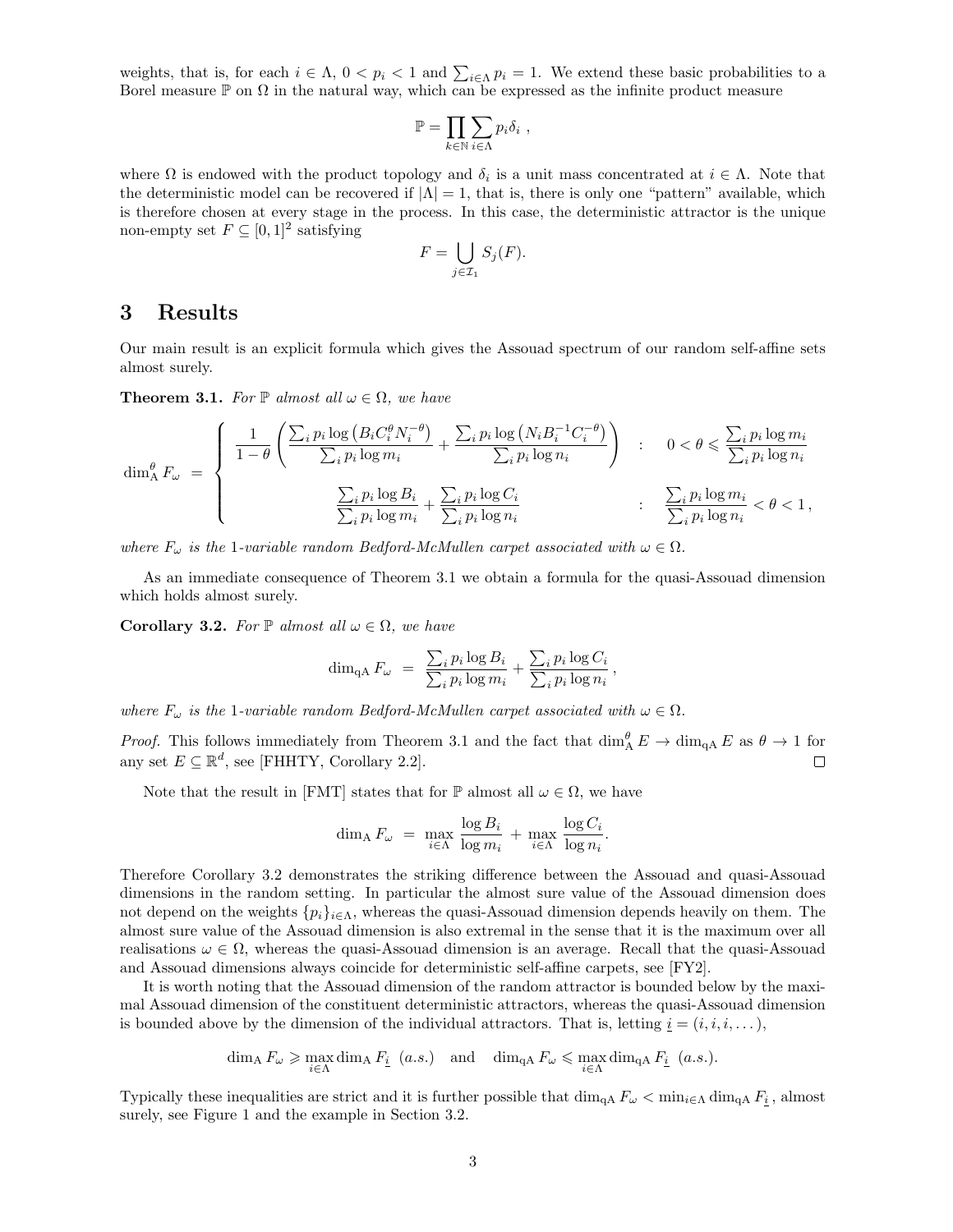weights, that is, for each $i \in \Lambda$, $0 < p_i < 1$ and $\sum_{i\in\Lambda} p_i = 1$. We extend these basic probabilities to a Borel measure $\mathbb{P}$ on $\Omega$ in the natural way, which can be expressed as the infinite product measure

$$\mathbb{P} = \prod_{k\in\mathbb{N}} \sum_{i\in\Lambda} p_i \delta_i \ ,$$

where $\Omega$ is endowed with the product topology and $\delta_i$ is a unit mass concentrated at $i \in \Lambda$. Note that the deterministic model can be recovered if $|\Lambda| = 1$, that is, there is only one "pattern" available, which is therefore chosen at every stage in the process. In this case, the deterministic attractor is the unique non-empty set $F \subseteq [0,1]^2$ satisfying

$$F = \bigcup_{j\in\mathcal{I}_1} S_j(F).$$

# 3 Results

Our main result is an explicit formula which gives the Assouad spectrum of our random self-affine sets almost surely.

**Theorem 3.1.** *For $\mathbb{P}$ almost all $\omega \in \Omega$, we have*

$$\dim_{\mathrm{A}}^{\theta} F_\omega \ = \ \begin{cases} \dfrac{1}{1-\theta}\left(\dfrac{\sum_i p_i \log\left(B_i C_i^{\theta} N_i^{-\theta}\right)}{\sum_i p_i \log m_i} + \dfrac{\sum_i p_i \log\left(N_i B_i^{-1} C_i^{-\theta}\right)}{\sum_i p_i \log n_i}\right) & : \quad 0 < \theta \leqslant \dfrac{\sum_i p_i \log m_i}{\sum_i p_i \log n_i} \\[3ex] \dfrac{\sum_i p_i \log B_i}{\sum_i p_i \log m_i} + \dfrac{\sum_i p_i \log C_i}{\sum_i p_i \log n_i} & : \quad \dfrac{\sum_i p_i \log m_i}{\sum_i p_i \log n_i} < \theta < 1\,, \end{cases}$$

*where $F_\omega$ is the 1-variable random Bedford-McMullen carpet associated with $\omega \in \Omega$.*

As an immediate consequence of Theorem 3.1 we obtain a formula for the quasi-Assouad dimension which holds almost surely.

**Corollary 3.2.** *For $\mathbb{P}$ almost all $\omega \in \Omega$, we have*

$$\dim_{\mathrm{qA}} F_\omega \ = \ \frac{\sum_i p_i \log B_i}{\sum_i p_i \log m_i} + \frac{\sum_i p_i \log C_i}{\sum_i p_i \log n_i}\,,$$

*where $F_\omega$ is the 1-variable random Bedford-McMullen carpet associated with $\omega \in \Omega$.*

*Proof.* This follows immediately from Theorem 3.1 and the fact that $\dim_{\mathrm{A}}^{\theta} E \to \dim_{\mathrm{qA}} E$ as $\theta \to 1$ for any set $E \subseteq \mathbb{R}^d$, see [FHHTY, Corollary 2.2]. ◻

Note that the result in [FMT] states that for $\mathbb{P}$ almost all $\omega \in \Omega$, we have

$$\dim_{\mathrm{A}} F_\omega \ = \ \max_{i\in\Lambda} \frac{\log B_i}{\log m_i} + \max_{i\in\Lambda} \frac{\log C_i}{\log n_i}.$$

Therefore Corollary 3.2 demonstrates the striking difference between the Assouad and quasi-Assouad dimensions in the random setting. In particular the almost sure value of the Assouad dimension does not depend on the weights $\{p_i\}_{i\in\Lambda}$, whereas the quasi-Assouad dimension depends heavily on them. The almost sure value of the Assouad dimension is also extremal in the sense that it is the maximum over all realisations $\omega \in \Omega$, whereas the quasi-Assouad dimension is an average. Recall that the quasi-Assouad and Assouad dimensions always coincide for deterministic self-affine carpets, see [FY2].

It is worth noting that the Assouad dimension of the random attractor is bounded below by the maximal Assouad dimension of the constituent deterministic attractors, whereas the quasi-Assouad dimension is bounded above by the dimension of the individual attractors. That is, letting $\underline{i} = (i, i, i, \dots)$,

$$\dim_{\mathrm{A}} F_\omega \geqslant \max_{i\in\Lambda} \dim_{\mathrm{A}} F_{\underline{i}} \ \ (a.s.) \quad \text{and} \quad \dim_{\mathrm{qA}} F_\omega \leqslant \max_{i\in\Lambda} \dim_{\mathrm{qA}} F_{\underline{i}} \ \ (a.s.).$$

Typically these inequalities are strict and it is further possible that $\dim_{\mathrm{qA}} F_\omega < \min_{i\in\Lambda} \dim_{\mathrm{qA}} F_{\underline{i}}$, almost surely, see Figure 1 and the example in Section 3.2.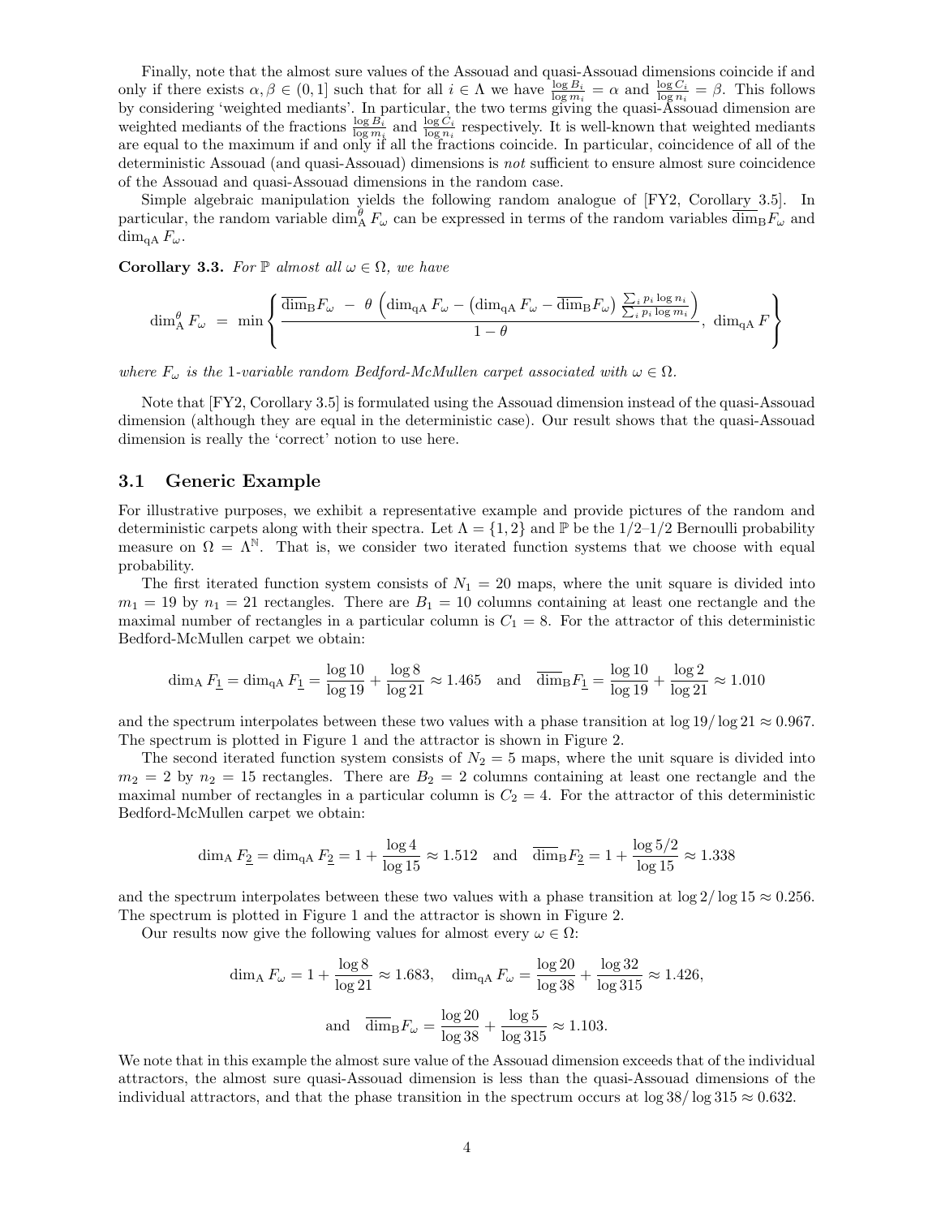Finally, note that the almost sure values of the Assouad and quasi-Assouad dimensions coincide if and only if there exists $\alpha, \beta \in (0,1]$ such that for all $i \in \Lambda$ we have $\frac{\log B_i}{\log m_i} = \alpha$ and $\frac{\log C_i}{\log n_i} = \beta$. This follows by considering 'weighted mediants'. In particular, the two terms giving the quasi-Assouad dimension are weighted mediants of the fractions $\frac{\log B_i}{\log m_i}$ and $\frac{\log C_i}{\log n_i}$ respectively. It is well-known that weighted mediants are equal to the maximum if and only if all the fractions coincide. In particular, coincidence of all of the deterministic Assouad (and quasi-Assouad) dimensions is *not* sufficient to ensure almost sure coincidence of the Assouad and quasi-Assouad dimensions in the random case.

Simple algebraic manipulation yields the following random analogue of [FY2, Corollary 3.5]. In particular, the random variable $\dim_A^\theta F_\omega$ can be expressed in terms of the random variables $\overline{\dim}_B F_\omega$ and $\dim_{qA} F_\omega$.

**Corollary 3.3.** *For $\mathbb{P}$ almost all $\omega \in \Omega$, we have*

$$\dim_A^\theta F_\omega \ = \ \min \left\{ \frac{\overline{\dim}_B F_\omega \ - \ \theta \left( \dim_{qA} F_\omega - \left(\dim_{qA} F_\omega - \overline{\dim}_B F_\omega\right) \frac{\sum_i p_i \log n_i}{\sum_i p_i \log m_i} \right)}{1-\theta}, \ \dim_{qA} F \right\}$$

*where $F_\omega$ is the 1-variable random Bedford-McMullen carpet associated with $\omega \in \Omega$.*

Note that [FY2, Corollary 3.5] is formulated using the Assouad dimension instead of the quasi-Assouad dimension (although they are equal in the deterministic case). Our result shows that the quasi-Assouad dimension is really the 'correct' notion to use here.

## 3.1 Generic Example

For illustrative purposes, we exhibit a representative example and provide pictures of the random and deterministic carpets along with their spectra. Let $\Lambda = \{1, 2\}$ and $\mathbb{P}$ be the 1/2–1/2 Bernoulli probability measure on $\Omega = \Lambda^{\mathbb{N}}$. That is, we consider two iterated function systems that we choose with equal probability.

The first iterated function system consists of $N_1 = 20$ maps, where the unit square is divided into $m_1 = 19$ by $n_1 = 21$ rectangles. There are $B_1 = 10$ columns containing at least one rectangle and the maximal number of rectangles in a particular column is $C_1 = 8$. For the attractor of this deterministic Bedford-McMullen carpet we obtain:

$$\dim_A F_{\underline{1}} = \dim_{qA} F_{\underline{1}} = \frac{\log 10}{\log 19} + \frac{\log 8}{\log 21} \approx 1.465 \quad \text{and} \quad \overline{\dim}_B F_{\underline{1}} = \frac{\log 10}{\log 19} + \frac{\log 2}{\log 21} \approx 1.010$$

and the spectrum interpolates between these two values with a phase transition at $\log 19/ \log 21 \approx 0.967$. The spectrum is plotted in Figure 1 and the attractor is shown in Figure 2.

The second iterated function system consists of $N_2 = 5$ maps, where the unit square is divided into $m_2 = 2$ by $n_2 = 15$ rectangles. There are $B_2 = 2$ columns containing at least one rectangle and the maximal number of rectangles in a particular column is $C_2 = 4$. For the attractor of this deterministic Bedford-McMullen carpet we obtain:

$$\dim_A F_{\underline{2}} = \dim_{qA} F_{\underline{2}} = 1 + \frac{\log 4}{\log 15} \approx 1.512 \quad \text{and} \quad \overline{\dim}_B F_{\underline{2}} = 1 + \frac{\log 5/2}{\log 15} \approx 1.338$$

and the spectrum interpolates between these two values with a phase transition at $\log 2/ \log 15 \approx 0.256$. The spectrum is plotted in Figure 1 and the attractor is shown in Figure 2.

Our results now give the following values for almost every $\omega \in \Omega$:

$$\dim_A F_\omega = 1 + \frac{\log 8}{\log 21} \approx 1.683, \quad \dim_{qA} F_\omega = \frac{\log 20}{\log 38} + \frac{\log 32}{\log 315} \approx 1.426,$$

$$\text{and} \quad \overline{\dim}_B F_\omega = \frac{\log 20}{\log 38} + \frac{\log 5}{\log 315} \approx 1.103.$$

We note that in this example the almost sure value of the Assouad dimension exceeds that of the individual attractors, the almost sure quasi-Assouad dimension is less than the quasi-Assouad dimensions of the individual attractors, and that the phase transition in the spectrum occurs at $\log 38/ \log 315 \approx 0.632$.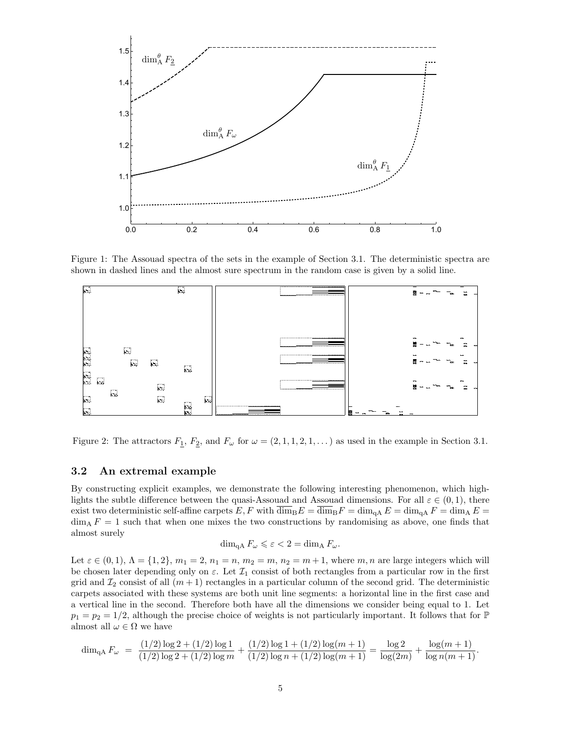Figure 1: The Assouad spectra of the sets in the example of Section 3.1. The deterministic spectra are shown in dashed lines and the almost sure spectrum in the random case is given by a solid line.

Figure 2: The attractors $F_{\underline{1}}$, $F_{\underline{2}}$, and $F_\omega$ for $\omega = (2, 1, 1, 2, 1, \dots)$ as used in the example in Section 3.1.

### 3.2 An extremal example

By constructing explicit examples, we demonstrate the following interesting phenomenon, which highlights the subtle difference between the quasi-Assouad and Assouad dimensions. For all $\varepsilon \in (0, 1)$, there exist two deterministic self-affine carpets $E, F$ with $\overline{\dim}_{\mathrm{B}} E = \overline{\dim}_{\mathrm{B}} F = \dim_{\mathrm{qA}} E = \dim_{\mathrm{qA}} F = \dim_{\mathrm{A}} E = \dim_{\mathrm{A}} F = 1$ such that when one mixes the two constructions by randomising as above, one finds that almost surely

$$\dim_{\mathrm{qA}} F_\omega \leqslant \varepsilon < 2 = \dim_{\mathrm{A}} F_\omega.$$

Let $\varepsilon \in (0, 1)$, $\Lambda = \{1, 2\}$, $m_1 = 2$, $n_1 = n$, $m_2 = m$, $n_2 = m + 1$, where $m, n$ are large integers which will be chosen later depending only on $\varepsilon$. Let $\mathcal{I}_1$ consist of both rectangles from a particular row in the first grid and $\mathcal{I}_2$ consist of all $(m + 1)$ rectangles in a particular column of the second grid. The deterministic carpets associated with these systems are both unit line segments: a horizontal line in the first case and a vertical line in the second. Therefore both have all the dimensions we consider being equal to 1. Let $p_1 = p_2 = 1/2$, although the precise choice of weights is not particularly important. It follows that for $\mathbb{P}$ almost all $\omega \in \Omega$ we have

$$\dim_{\mathrm{qA}} F_\omega \;=\; \frac{(1/2)\log 2 + (1/2)\log 1}{(1/2)\log 2 + (1/2)\log m} + \frac{(1/2)\log 1 + (1/2)\log(m+1)}{(1/2)\log n + (1/2)\log(m+1)} = \frac{\log 2}{\log(2m)} + \frac{\log(m+1)}{\log n(m+1)}.$$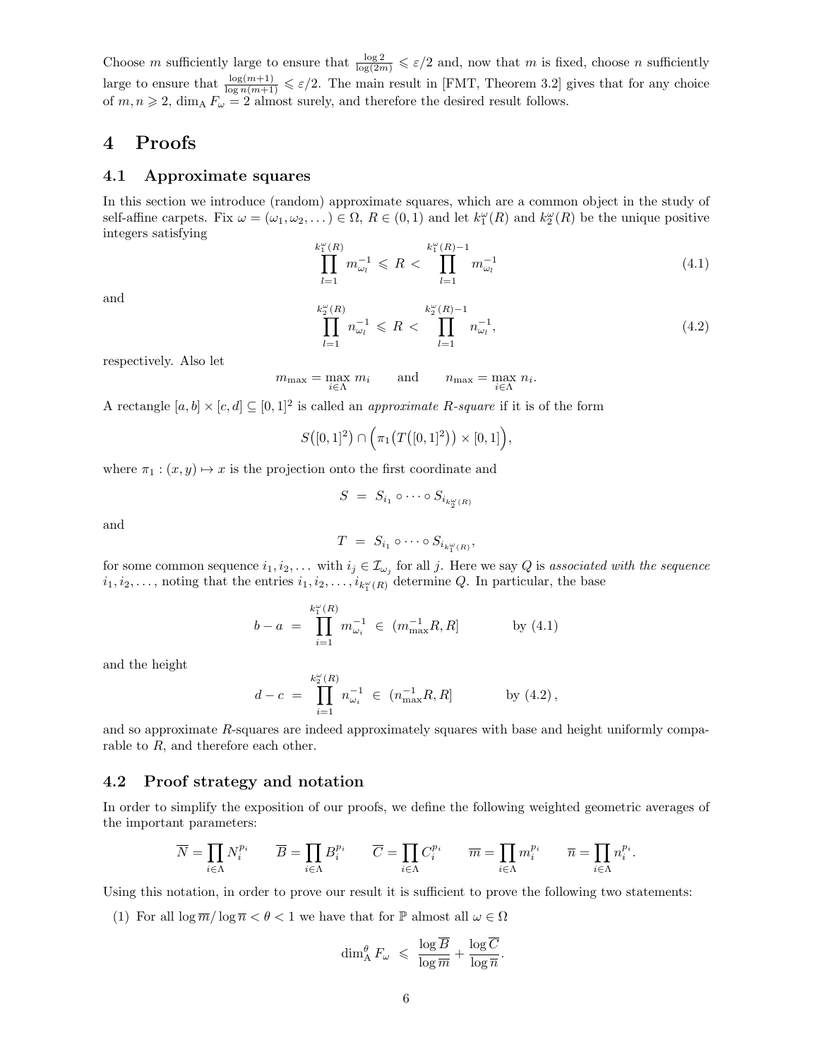Choose $m$ sufficiently large to ensure that $\frac{\log 2}{\log(2m)} \leqslant \varepsilon/2$ and, now that $m$ is fixed, choose $n$ sufficiently large to ensure that $\frac{\log(m+1)}{\log n(m+1)} \leqslant \varepsilon/2$. The main result in [FMT, Theorem 3.2] gives that for any choice of $m, n \geqslant 2$, $\dim_{\mathrm{A}} F_\omega = 2$ almost surely, and therefore the desired result follows.

# 4 Proofs

## 4.1 Approximate squares

In this section we introduce (random) approximate squares, which are a common object in the study of self-affine carpets. Fix $\omega = (\omega_1, \omega_2, \dots) \in \Omega$, $R \in (0,1)$ and let $k_1^\omega(R)$ and $k_2^\omega(R)$ be the unique positive integers satisfying

$$\prod_{l=1}^{k_1^\omega(R)} m_{\omega_l}^{-1} \leqslant R < \prod_{l=1}^{k_1^\omega(R)-1} m_{\omega_l}^{-1} \tag{4.1}$$

and

$$\prod_{l=1}^{k_2^\omega(R)} n_{\omega_l}^{-1} \leqslant R < \prod_{l=1}^{k_2^\omega(R)-1} n_{\omega_l}^{-1}, \tag{4.2}$$

respectively. Also let

$$m_{\max} = \max_{i \in \Lambda} m_i \qquad \text{and} \qquad n_{\max} = \max_{i \in \Lambda} n_i.$$

A rectangle $[a,b] \times [c,d] \subseteq [0,1]^2$ is called an *approximate $R$-square* if it is of the form

$$S\big([0,1]^2\big) \cap \Big(\pi_1\big(T\big([0,1]^2\big)\big) \times [0,1]\Big),$$

where $\pi_1 : (x,y) \mapsto x$ is the projection onto the first coordinate and

$$S \;=\; S_{i_1} \circ \cdots \circ S_{i_{k_2^\omega(R)}}$$

and

$$T \;=\; S_{i_1} \circ \cdots \circ S_{i_{k_1^\omega(R)}},$$

for some common sequence $i_1, i_2, \dots$ with $i_j \in \mathcal{I}_{\omega_j}$ for all $j$. Here we say $Q$ is *associated with the sequence* $i_1, i_2, \dots$, noting that the entries $i_1, i_2, \dots, i_{k_1^\omega(R)}$ determine $Q$. In particular, the base

$$b - a \;=\; \prod_{i=1}^{k_1^\omega(R)} m_{\omega_i}^{-1} \;\in\; (m_{\max}^{-1} R, R] \qquad\qquad \text{by (4.1)}$$

and the height

$$d - c \;=\; \prod_{i=1}^{k_2^\omega(R)} n_{\omega_i}^{-1} \;\in\; (n_{\max}^{-1} R, R] \qquad\qquad \text{by (4.2)},$$

and so approximate $R$-squares are indeed approximately squares with base and height uniformly comparable to $R$, and therefore each other.

## 4.2 Proof strategy and notation

In order to simplify the exposition of our proofs, we define the following weighted geometric averages of the important parameters:

$$\overline{N} = \prod_{i \in \Lambda} N_i^{p_i} \qquad \overline{B} = \prod_{i \in \Lambda} B_i^{p_i} \qquad \overline{C} = \prod_{i \in \Lambda} C_i^{p_i} \qquad \overline{m} = \prod_{i \in \Lambda} m_i^{p_i} \qquad \overline{n} = \prod_{i \in \Lambda} n_i^{p_i}.$$

Using this notation, in order to prove our result it is sufficient to prove the following two statements:

(1) For all $\log \overline{m} / \log \overline{n} < \theta < 1$ we have that for $\mathbb{P}$ almost all $\omega \in \Omega$

$$\dim_{\mathrm{A}}^\theta F_\omega \;\leqslant\; \frac{\log \overline{B}}{\log \overline{m}} + \frac{\log \overline{C}}{\log \overline{n}}.$$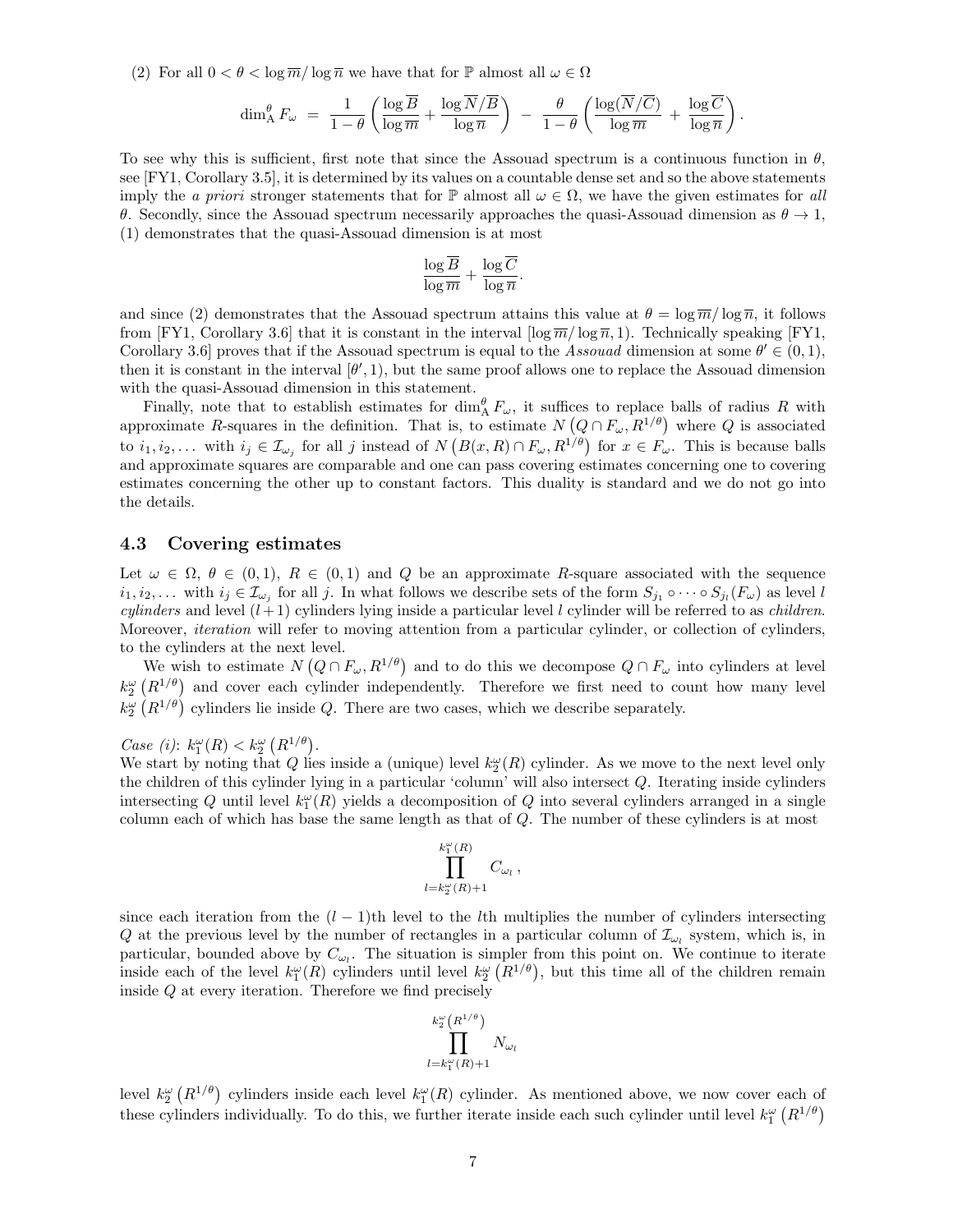(2) For all $0 < \theta < \log \overline{m} / \log \overline{n}$ we have that for $\mathbb{P}$ almost all $\omega \in \Omega$

$$\dim_{\mathrm{A}}^{\theta} F_\omega \;=\; \frac{1}{1-\theta}\left(\frac{\log \overline{B}}{\log \overline{m}} + \frac{\log \overline{N}/\overline{B}}{\log \overline{n}}\right) \;-\; \frac{\theta}{1-\theta}\left(\frac{\log(\overline{N}/\overline{C})}{\log \overline{m}} \;+\; \frac{\log \overline{C}}{\log \overline{n}}\right).$$

To see why this is sufficient, first note that since the Assouad spectrum is a continuous function in $\theta$, see [FY1, Corollary 3.5], it is determined by its values on a countable dense set and so the above statements imply the *a priori* stronger statements that for $\mathbb{P}$ almost all $\omega \in \Omega$, we have the given estimates for *all* $\theta$. Secondly, since the Assouad spectrum necessarily approaches the quasi-Assouad dimension as $\theta \to 1$, (1) demonstrates that the quasi-Assouad dimension is at most

$$\frac{\log \overline{B}}{\log \overline{m}} + \frac{\log \overline{C}}{\log \overline{n}}.$$

and since (2) demonstrates that the Assouad spectrum attains this value at $\theta = \log \overline{m}/\log \overline{n}$, it follows from [FY1, Corollary 3.6] that it is constant in the interval $[\log \overline{m}/\log \overline{n}, 1)$. Technically speaking [FY1, Corollary 3.6] proves that if the Assouad spectrum is equal to the *Assouad* dimension at some $\theta' \in (0,1)$, then it is constant in the interval $[\theta', 1)$, but the same proof allows one to replace the Assouad dimension with the quasi-Assouad dimension in this statement.

Finally, note that to establish estimates for $\dim_{\mathrm{A}}^{\theta} F_\omega$, it suffices to replace balls of radius $R$ with approximate $R$-squares in the definition. That is, to estimate $N\left(Q \cap F_\omega, R^{1/\theta}\right)$ where $Q$ is associated to $i_1, i_2, \ldots$ with $i_j \in \mathcal{I}_{\omega_j}$ for all $j$ instead of $N\left(B(x,R) \cap F_\omega, R^{1/\theta}\right)$ for $x \in F_\omega$. This is because balls and approximate squares are comparable and one can pass covering estimates concerning one to covering estimates concerning the other up to constant factors. This duality is standard and we do not go into the details.

### 4.3 Covering estimates

Let $\omega \in \Omega$, $\theta \in (0,1)$, $R \in (0,1)$ and $Q$ be an approximate $R$-square associated with the sequence $i_1, i_2, \ldots$ with $i_j \in \mathcal{I}_{\omega_j}$ for all $j$. In what follows we describe sets of the form $S_{j_1} \circ \cdots \circ S_{j_l}(F_\omega)$ as level $l$ *cylinders* and level $(l+1)$ cylinders lying inside a particular level $l$ cylinder will be referred to as *children*. Moreover, *iteration* will refer to moving attention from a particular cylinder, or collection of cylinders, to the cylinders at the next level.

We wish to estimate $N\left(Q \cap F_\omega, R^{1/\theta}\right)$ and to do this we decompose $Q \cap F_\omega$ into cylinders at level $k_2^\omega\left(R^{1/\theta}\right)$ and cover each cylinder independently. Therefore we first need to count how many level $k_2^\omega\left(R^{1/\theta}\right)$ cylinders lie inside $Q$. There are two cases, which we describe separately.

*Case (i)*: $k_1^\omega(R) < k_2^\omega\left(R^{1/\theta}\right)$.
We start by noting that $Q$ lies inside a (unique) level $k_2^\omega(R)$ cylinder. As we move to the next level only the children of this cylinder lying in a particular 'column' will also intersect $Q$. Iterating inside cylinders intersecting $Q$ until level $k_1^\omega(R)$ yields a decomposition of $Q$ into several cylinders arranged in a single column each of which has base the same length as that of $Q$. The number of these cylinders is at most

$$\prod_{l=k_2^\omega(R)+1}^{k_1^\omega(R)} C_{\omega_l}\,,$$

since each iteration from the $(l-1)$th level to the $l$th multiplies the number of cylinders intersecting $Q$ at the previous level by the number of rectangles in a particular column of $\mathcal{I}_{\omega_l}$ system, which is, in particular, bounded above by $C_{\omega_l}$. The situation is simpler from this point on. We continue to iterate inside each of the level $k_1^\omega(R)$ cylinders until level $k_2^\omega\left(R^{1/\theta}\right)$, but this time all of the children remain inside $Q$ at every iteration. Therefore we find precisely

$$\prod_{l=k_1^\omega(R)+1}^{k_2^\omega\left(R^{1/\theta}\right)} N_{\omega_l}$$

level $k_2^\omega\left(R^{1/\theta}\right)$ cylinders inside each level $k_1^\omega(R)$ cylinder. As mentioned above, we now cover each of these cylinders individually. To do this, we further iterate inside each such cylinder until level $k_1^\omega\left(R^{1/\theta}\right)$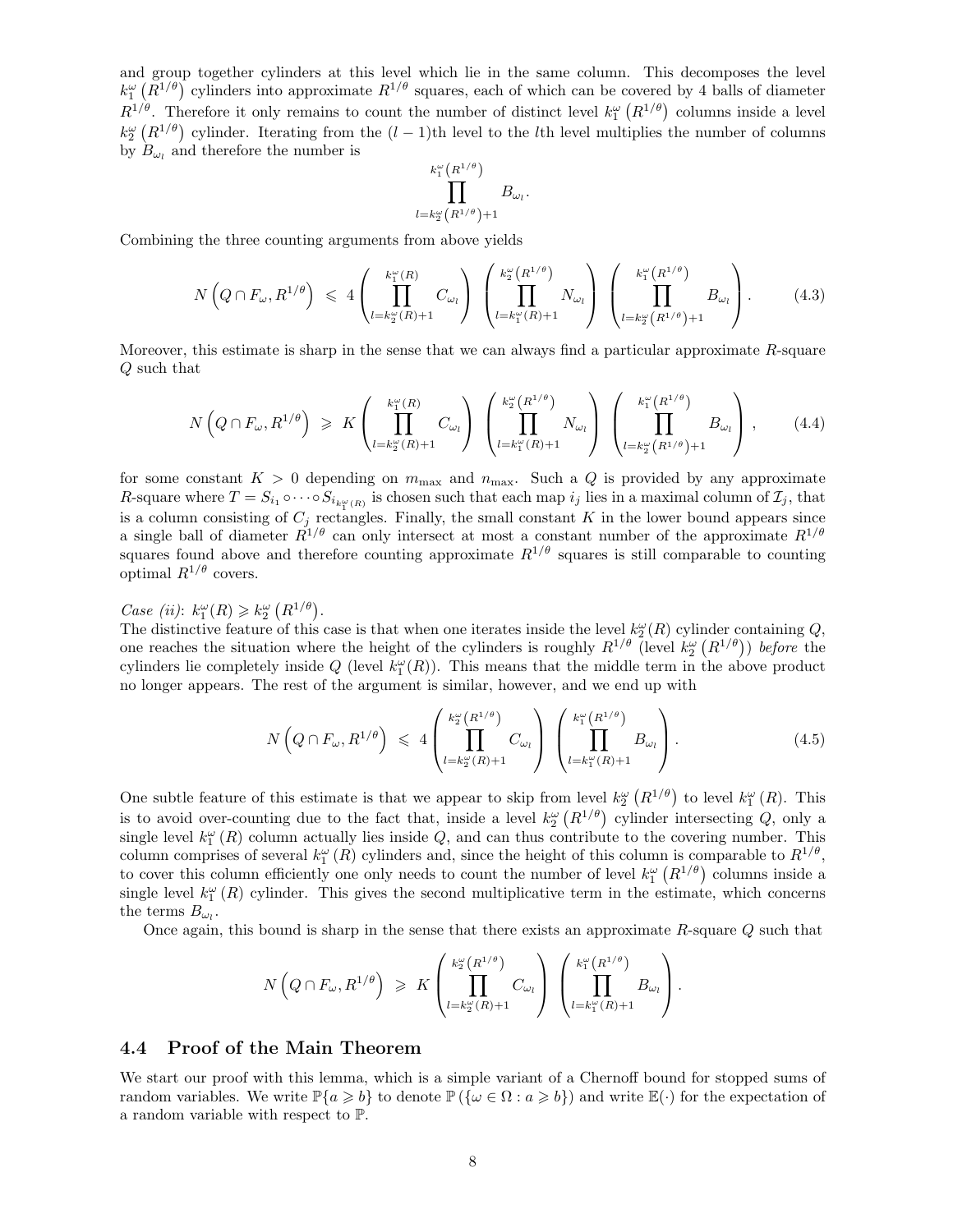and group together cylinders at this level which lie in the same column. This decomposes the level $k_1^\omega\left(R^{1/\theta}\right)$ cylinders into approximate $R^{1/\theta}$ squares, each of which can be covered by 4 balls of diameter $R^{1/\theta}$. Therefore it only remains to count the number of distinct level $k_1^\omega\left(R^{1/\theta}\right)$ columns inside a level $k_2^\omega\left(R^{1/\theta}\right)$ cylinder. Iterating from the $(l-1)$th level to the $l$th level multiplies the number of columns by $B_{\omega_l}$ and therefore the number is

$$\prod_{l=k_2^\omega\left(R^{1/\theta}\right)+1}^{k_1^\omega\left(R^{1/\theta}\right)} B_{\omega_l}.$$

Combining the three counting arguments from above yields

$$N\left(Q \cap F_\omega, R^{1/\theta}\right) \leqslant 4\left(\prod_{l=k_2^\omega(R)+1}^{k_1^\omega(R)} C_{\omega_l}\right)\left(\prod_{l=k_1^\omega(R)+1}^{k_2^\omega\left(R^{1/\theta}\right)} N_{\omega_l}\right)\left(\prod_{l=k_2^\omega\left(R^{1/\theta}\right)+1}^{k_1^\omega\left(R^{1/\theta}\right)} B_{\omega_l}\right). \tag{4.3}$$

Moreover, this estimate is sharp in the sense that we can always find a particular approximate $R$-square $Q$ such that

$$N\left(Q \cap F_\omega, R^{1/\theta}\right) \geqslant K\left(\prod_{l=k_2^\omega(R)+1}^{k_1^\omega(R)} C_{\omega_l}\right)\left(\prod_{l=k_1^\omega(R)+1}^{k_2^\omega\left(R^{1/\theta}\right)} N_{\omega_l}\right)\left(\prod_{l=k_2^\omega\left(R^{1/\theta}\right)+1}^{k_1^\omega\left(R^{1/\theta}\right)} B_{\omega_l}\right), \tag{4.4}$$

for some constant $K > 0$ depending on $m_{\max}$ and $n_{\max}$. Such a $Q$ is provided by any approximate $R$-square where $T = S_{i_1} \circ \cdots \circ S_{i_{k_1^\omega(R)}}$ is chosen such that each map $i_j$ lies in a maximal column of $\mathcal{I}_j$, that is a column consisting of $C_j$ rectangles. Finally, the small constant $K$ in the lower bound appears since a single ball of diameter $R^{1/\theta}$ can only intersect at most a constant number of the approximate $R^{1/\theta}$ squares found above and therefore counting approximate $R^{1/\theta}$ squares is still comparable to counting optimal $R^{1/\theta}$ covers.

*Case (ii)*: $k_1^\omega(R) \geqslant k_2^\omega\left(R^{1/\theta}\right)$.
The distinctive feature of this case is that when one iterates inside the level $k_2^\omega(R)$ cylinder containing $Q$, one reaches the situation where the height of the cylinders is roughly $R^{1/\theta}$ (level $k_2^\omega\left(R^{1/\theta}\right)$) *before* the cylinders lie completely inside $Q$ (level $k_1^\omega(R)$). This means that the middle term in the above product no longer appears. The rest of the argument is similar, however, and we end up with

$$N\left(Q \cap F_\omega, R^{1/\theta}\right) \leqslant 4\left(\prod_{l=k_2^\omega(R)+1}^{k_2^\omega\left(R^{1/\theta}\right)} C_{\omega_l}\right)\left(\prod_{l=k_1^\omega(R)+1}^{k_1^\omega\left(R^{1/\theta}\right)} B_{\omega_l}\right). \tag{4.5}$$

One subtle feature of this estimate is that we appear to skip from level $k_2^\omega\left(R^{1/\theta}\right)$ to level $k_1^\omega(R)$. This is to avoid over-counting due to the fact that, inside a level $k_2^\omega\left(R^{1/\theta}\right)$ cylinder intersecting $Q$, only a single level $k_1^\omega(R)$ column actually lies inside $Q$, and can thus contribute to the covering number. This column comprises of several $k_1^\omega(R)$ cylinders and, since the height of this column is comparable to $R^{1/\theta}$, to cover this column efficiently one only needs to count the number of level $k_1^\omega\left(R^{1/\theta}\right)$ columns inside a single level $k_1^\omega(R)$ cylinder. This gives the second multiplicative term in the estimate, which concerns the terms $B_{\omega_l}$.

Once again, this bound is sharp in the sense that there exists an approximate $R$-square $Q$ such that

$$N\left(Q \cap F_\omega, R^{1/\theta}\right) \geqslant K\left(\prod_{l=k_2^\omega(R)+1}^{k_2^\omega\left(R^{1/\theta}\right)} C_{\omega_l}\right)\left(\prod_{l=k_1^\omega(R)+1}^{k_1^\omega\left(R^{1/\theta}\right)} B_{\omega_l}\right).$$

### 4.4 Proof of the Main Theorem

We start our proof with this lemma, which is a simple variant of a Chernoff bound for stopped sums of random variables. We write $\mathbb{P}\{a \geqslant b\}$ to denote $\mathbb{P}(\{\omega \in \Omega : a \geqslant b\})$ and write $\mathbb{E}(\cdot)$ for the expectation of a random variable with respect to $\mathbb{P}$.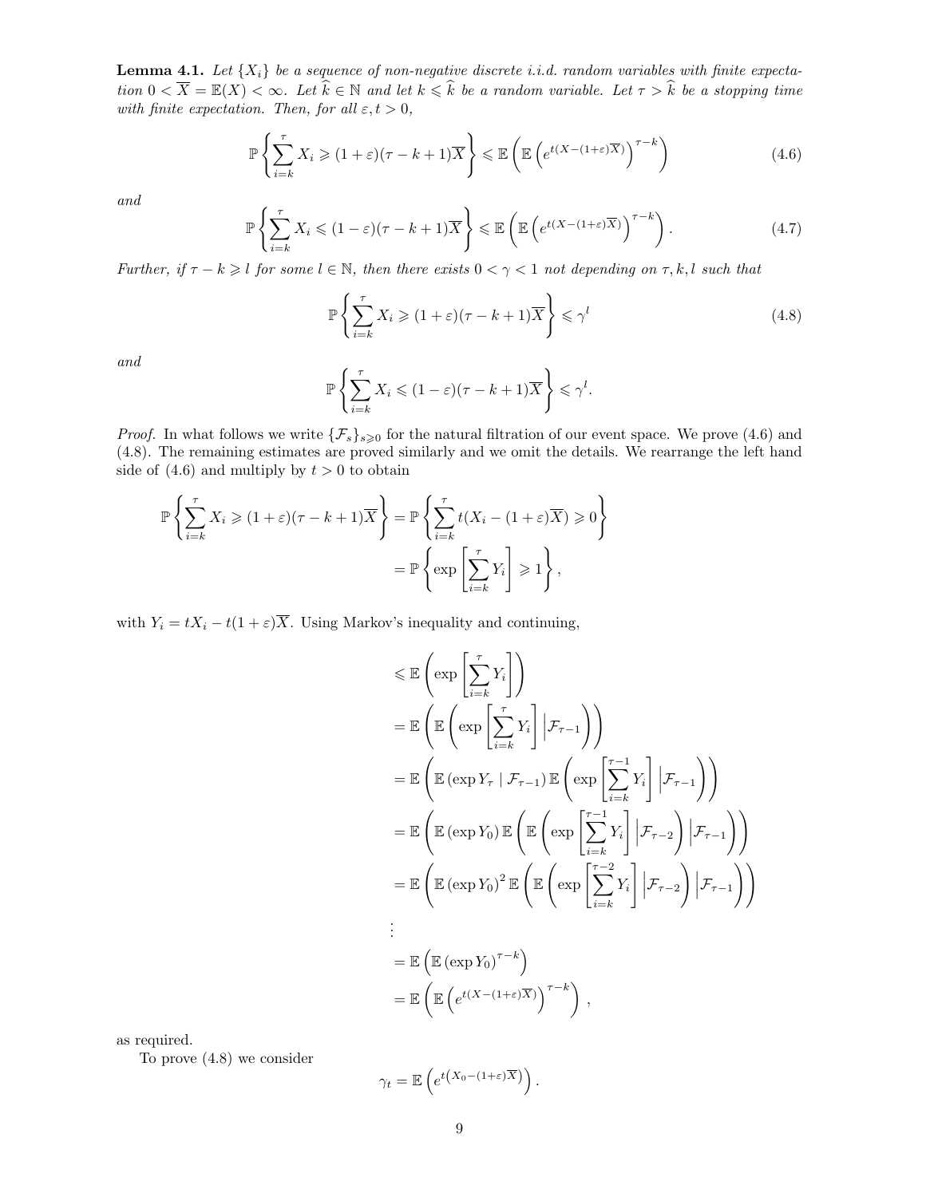**Lemma 4.1.** *Let $\{X_i\}$ be a sequence of non-negative discrete i.i.d. random variables with finite expectation $0 < \overline{X} = \mathbb{E}(X) < \infty$. Let $\widehat{k} \in \mathbb{N}$ and let $k \leqslant \widehat{k}$ be a random variable. Let $\tau > \widehat{k}$ be a stopping time with finite expectation. Then, for all $\varepsilon, t > 0$,*

$$\mathbb{P}\left\{\sum_{i=k}^{\tau} X_i \geqslant (1+\varepsilon)(\tau - k + 1)\overline{X}\right\} \leqslant \mathbb{E}\left(\mathbb{E}\left(e^{t(X-(1+\varepsilon)\overline{X})}\right)^{\tau-k}\right) \tag{4.6}$$

*and*

$$\mathbb{P}\left\{\sum_{i=k}^{\tau} X_i \leqslant (1-\varepsilon)(\tau - k + 1)\overline{X}\right\} \leqslant \mathbb{E}\left(\mathbb{E}\left(e^{t(X-(1+\varepsilon)\overline{X})}\right)^{\tau-k}\right). \tag{4.7}$$

*Further, if $\tau - k \geqslant l$ for some $l \in \mathbb{N}$, then there exists $0 < \gamma < 1$ not depending on $\tau, k, l$ such that*

$$\mathbb{P}\left\{\sum_{i=k}^{\tau} X_i \geqslant (1+\varepsilon)(\tau - k + 1)\overline{X}\right\} \leqslant \gamma^l \tag{4.8}$$

*and*

$$\mathbb{P}\left\{\sum_{i=k}^{\tau} X_i \leqslant (1-\varepsilon)(\tau - k + 1)\overline{X}\right\} \leqslant \gamma^l.$$

*Proof.* In what follows we write $\{\mathcal{F}_s\}_{s\geqslant 0}$ for the natural filtration of our event space. We prove (4.6) and (4.8). The remaining estimates are proved similarly and we omit the details. We rearrange the left hand side of (4.6) and multiply by $t > 0$ to obtain

$$\begin{aligned}
\mathbb{P}\left\{\sum_{i=k}^{\tau} X_i \geqslant (1+\varepsilon)(\tau - k + 1)\overline{X}\right\} &= \mathbb{P}\left\{\sum_{i=k}^{\tau} t(X_i - (1+\varepsilon)\overline{X}) \geqslant 0\right\} \\
&= \mathbb{P}\left\{\exp\left[\sum_{i=k}^{\tau} Y_i\right] \geqslant 1\right\},
\end{aligned}$$

with $Y_i = tX_i - t(1+\varepsilon)\overline{X}$. Using Markov's inequality and continuing,

$$\begin{aligned}
&\leqslant \mathbb{E}\left(\exp\left[\sum_{i=k}^{\tau} Y_i\right]\right) \\
&= \mathbb{E}\left(\mathbb{E}\left(\exp\left[\sum_{i=k}^{\tau} Y_i\right] \Big| \mathcal{F}_{\tau-1}\right)\right) \\
&= \mathbb{E}\left(\mathbb{E}\left(\exp Y_\tau \mid \mathcal{F}_{\tau-1}\right) \mathbb{E}\left(\exp\left[\sum_{i=k}^{\tau-1} Y_i\right] \Big| \mathcal{F}_{\tau-1}\right)\right) \\
&= \mathbb{E}\left(\mathbb{E}\left(\exp Y_0\right) \mathbb{E}\left(\mathbb{E}\left(\exp\left[\sum_{i=k}^{\tau-1} Y_i\right] \Big| \mathcal{F}_{\tau-2}\right) \Big| \mathcal{F}_{\tau-1}\right)\right) \\
&= \mathbb{E}\left(\mathbb{E}\left(\exp Y_0\right)^2 \mathbb{E}\left(\mathbb{E}\left(\exp\left[\sum_{i=k}^{\tau-2} Y_i\right] \Big| \mathcal{F}_{\tau-2}\right) \Big| \mathcal{F}_{\tau-1}\right)\right) \\
&\;\;\vdots \\
&= \mathbb{E}\left(\mathbb{E}\left(\exp Y_0\right)^{\tau-k}\right) \\
&= \mathbb{E}\left(\mathbb{E}\left(e^{t(X-(1+\varepsilon)\overline{X})}\right)^{\tau-k}\right),
\end{aligned}$$

as required.

To prove (4.8) we consider

$$\gamma_t = \mathbb{E}\left(e^{t\left(X_0 - (1+\varepsilon)\overline{X}\right)}\right).$$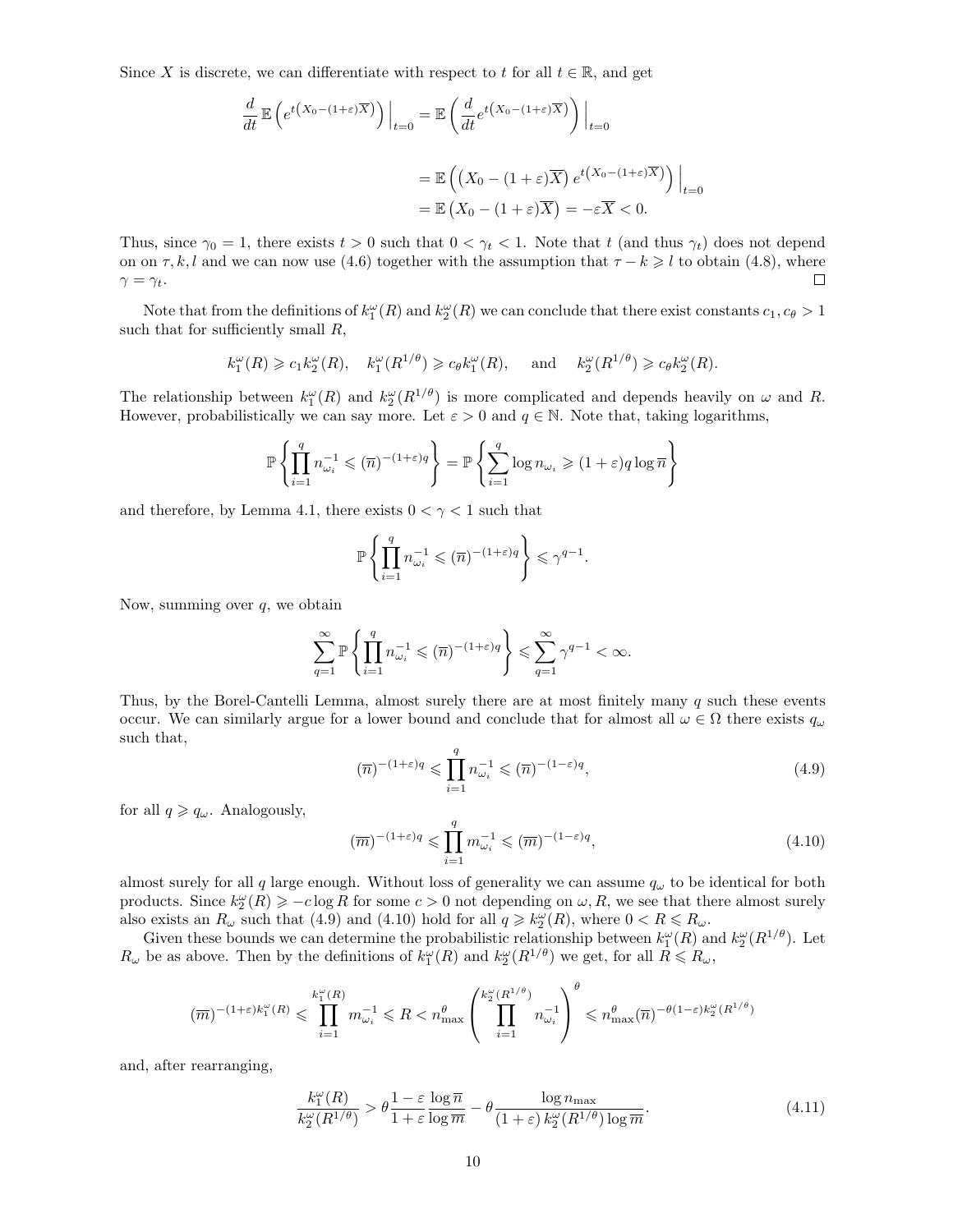Since $X$ is discrete, we can differentiate with respect to $t$ for all $t \in \mathbb{R}$, and get

$$
\begin{aligned}
\frac{d}{dt}\mathbb{E}\left(e^{t\left(X_0-(1+\varepsilon)\overline{X}\right)}\right)\Big|_{t=0} &= \mathbb{E}\left(\frac{d}{dt}e^{t\left(X_0-(1+\varepsilon)\overline{X}\right)}\right)\Big|_{t=0} \\
&= \mathbb{E}\left(\left(X_0-(1+\varepsilon)\overline{X}\right)e^{t\left(X_0-(1+\varepsilon)\overline{X}\right)}\right)\Big|_{t=0} \\
&= \mathbb{E}\left(X_0-(1+\varepsilon)\overline{X}\right) = -\varepsilon\overline{X} < 0.
\end{aligned}
$$

Thus, since $\gamma_0 = 1$, there exists $t > 0$ such that $0 < \gamma_t < 1$. Note that $t$ (and thus $\gamma_t$) does not depend on on $\tau, k, l$ and we can now use (4.6) together with the assumption that $\tau - k \geqslant l$ to obtain (4.8), where $\gamma = \gamma_t$. □

Note that from the definitions of $k_1^\omega(R)$ and $k_2^\omega(R)$ we can conclude that there exist constants $c_1, c_\theta > 1$ such that for sufficiently small $R$,

$$
k_1^\omega(R) \geqslant c_1 k_2^\omega(R), \quad k_1^\omega(R^{1/\theta}) \geqslant c_\theta k_1^\omega(R), \quad \text{and} \quad k_2^\omega(R^{1/\theta}) \geqslant c_\theta k_2^\omega(R).
$$

The relationship between $k_1^\omega(R)$ and $k_2^\omega(R^{1/\theta})$ is more complicated and depends heavily on $\omega$ and $R$. However, probabilistically we can say more. Let $\varepsilon > 0$ and $q \in \mathbb{N}$. Note that, taking logarithms,

$$
\mathbb{P}\left\{\prod_{i=1}^q n_{\omega_i}^{-1} \leqslant (\overline{n})^{-(1+\varepsilon)q}\right\} = \mathbb{P}\left\{\sum_{i=1}^q \log n_{\omega_i} \geqslant (1+\varepsilon)q\log\overline{n}\right\}
$$

and therefore, by Lemma 4.1, there exists $0 < \gamma < 1$ such that

$$
\mathbb{P}\left\{\prod_{i=1}^q n_{\omega_i}^{-1} \leqslant (\overline{n})^{-(1+\varepsilon)q}\right\} \leqslant \gamma^{q-1}.
$$

Now, summing over $q$, we obtain

$$
\sum_{q=1}^\infty \mathbb{P}\left\{\prod_{i=1}^q n_{\omega_i}^{-1} \leqslant (\overline{n})^{-(1+\varepsilon)q}\right\} \leqslant \sum_{q=1}^\infty \gamma^{q-1} < \infty.
$$

Thus, by the Borel-Cantelli Lemma, almost surely there are at most finitely many $q$ such these events occur. We can similarly argue for a lower bound and conclude that for almost all $\omega \in \Omega$ there exists $q_\omega$ such that,

$$
(\overline{n})^{-(1+\varepsilon)q} \leqslant \prod_{i=1}^q n_{\omega_i}^{-1} \leqslant (\overline{n})^{-(1-\varepsilon)q}, \tag{4.9}
$$

for all $q \geqslant q_\omega$. Analogously,

$$
(\overline{m})^{-(1+\varepsilon)q} \leqslant \prod_{i=1}^q m_{\omega_i}^{-1} \leqslant (\overline{m})^{-(1-\varepsilon)q}, \tag{4.10}
$$

almost surely for all $q$ large enough. Without loss of generality we can assume $q_\omega$ to be identical for both products. Since $k_2^\omega(R) \geqslant -c\log R$ for some $c > 0$ not depending on $\omega, R$, we see that there almost surely also exists an $R_\omega$ such that (4.9) and (4.10) hold for all $q \geqslant k_2^\omega(R)$, where $0 < R \leqslant R_\omega$.

Given these bounds we can determine the probabilistic relationship between $k_1^\omega(R)$ and $k_2^\omega(R^{1/\theta})$. Let $R_\omega$ be as above. Then by the definitions of $k_1^\omega(R)$ and $k_2^\omega(R^{1/\theta})$ we get, for all $R \leqslant R_\omega$,

$$
(\overline{m})^{-(1+\varepsilon)k_1^\omega(R)} \leqslant \prod_{i=1}^{k_1^\omega(R)} m_{\omega_i}^{-1} \leqslant R < n_{\max}^\theta \left(\prod_{i=1}^{k_2^\omega(R^{1/\theta})} n_{\omega_i}^{-1}\right)^\theta \leqslant n_{\max}^\theta (\overline{n})^{-\theta(1-\varepsilon)k_2^\omega(R^{1/\theta})}
$$

and, after rearranging,

$$
\frac{k_1^\omega(R)}{k_2^\omega(R^{1/\theta})} > \theta\frac{1-\varepsilon}{1+\varepsilon}\frac{\log\overline{n}}{\log\overline{m}} - \theta\frac{\log n_{\max}}{(1+\varepsilon)\,k_2^\omega(R^{1/\theta})\log\overline{m}}. \tag{4.11}
$$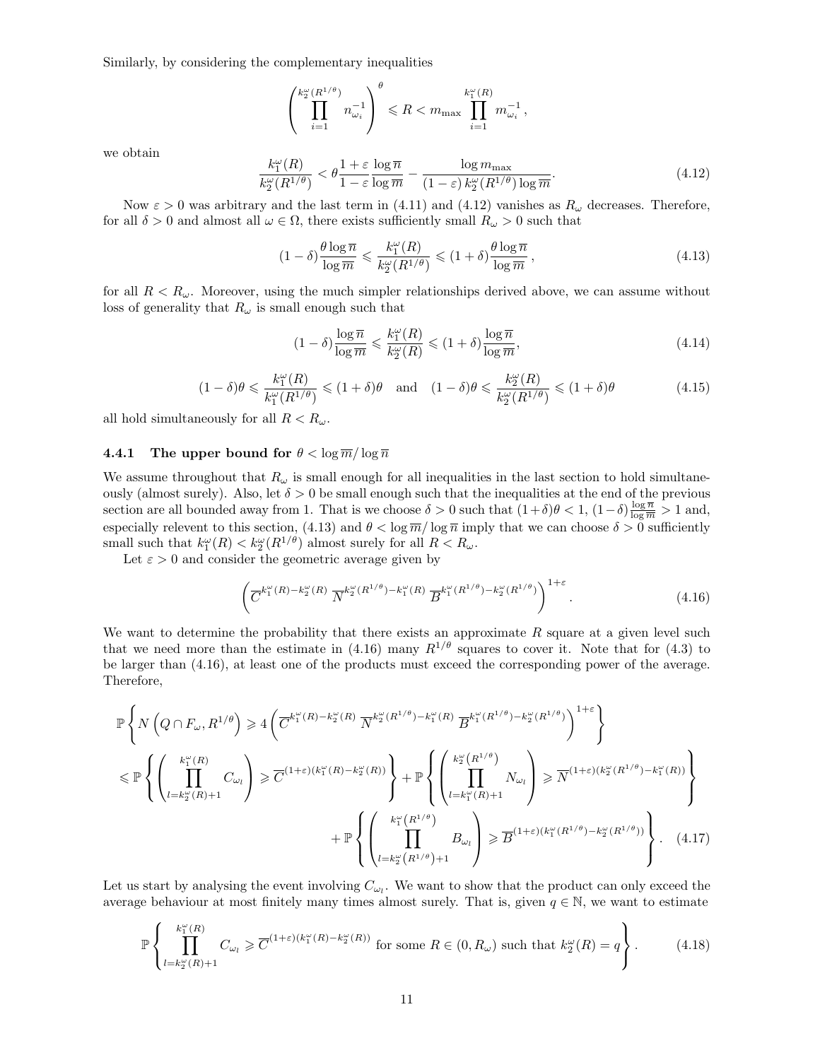Similarly, by considering the complementary inequalities

$$\left(\prod_{i=1}^{k_2^\omega(R^{1/\theta})} n_{\omega_i}^{-1}\right)^\theta \leqslant R < m_{\max} \prod_{i=1}^{k_1^\omega(R)} m_{\omega_i}^{-1},$$

we obtain

$$\frac{k_1^\omega(R)}{k_2^\omega(R^{1/\theta})} < \theta \frac{1+\varepsilon}{1-\varepsilon}\frac{\log \overline{n}}{\log \overline{m}} - \frac{\log m_{\max}}{(1-\varepsilon)\, k_2^\omega(R^{1/\theta}) \log \overline{m}}. \tag{4.12}$$

Now $\varepsilon > 0$ was arbitrary and the last term in (4.11) and (4.12) vanishes as $R_\omega$ decreases. Therefore, for all $\delta > 0$ and almost all $\omega \in \Omega$, there exists sufficiently small $R_\omega > 0$ such that

$$(1-\delta)\frac{\theta \log \overline{n}}{\log \overline{m}} \leqslant \frac{k_1^\omega(R)}{k_2^\omega(R^{1/\theta})} \leqslant (1+\delta)\frac{\theta \log \overline{n}}{\log \overline{m}}\,, \tag{4.13}$$

for all $R < R_\omega$. Moreover, using the much simpler relationships derived above, we can assume without loss of generality that $R_\omega$ is small enough such that

$$(1-\delta)\frac{\log \overline{n}}{\log \overline{m}} \leqslant \frac{k_1^\omega(R)}{k_2^\omega(R)} \leqslant (1+\delta)\frac{\log \overline{n}}{\log \overline{m}}, \tag{4.14}$$

$$(1-\delta)\theta \leqslant \frac{k_1^\omega(R)}{k_1^\omega(R^{1/\theta})} \leqslant (1+\delta)\theta \quad \text{and} \quad (1-\delta)\theta \leqslant \frac{k_2^\omega(R)}{k_2^\omega(R^{1/\theta})} \leqslant (1+\delta)\theta \tag{4.15}$$

all hold simultaneously for all $R < R_\omega$.

### 4.4.1 The upper bound for $\theta < \log \overline{m}/\log \overline{n}$

We assume throughout that $R_\omega$ is small enough for all inequalities in the last section to hold simultaneously (almost surely). Also, let $\delta > 0$ be small enough such that the inequalities at the end of the previous section are all bounded away from 1. That is we choose $\delta > 0$ such that $(1+\delta)\theta < 1$, $(1-\delta)\frac{\log \overline{n}}{\log \overline{m}} > 1$ and, especially relevent to this section, (4.13) and $\theta < \log \overline{m}/\log \overline{n}$ imply that we can choose $\delta > 0$ sufficiently small such that $k_1^\omega(R) < k_2^\omega(R^{1/\theta})$ almost surely for all $R < R_\omega$.

Let $\varepsilon > 0$ and consider the geometric average given by

$$\left(\overline{C}^{k_1^\omega(R)-k_2^\omega(R)}\ \overline{N}^{k_2^\omega(R^{1/\theta})-k_1^\omega(R)}\ \overline{B}^{k_1^\omega(R^{1/\theta})-k_2^\omega(R^{1/\theta})}\right)^{1+\varepsilon}. \tag{4.16}$$

We want to determine the probability that there exists an approximate $R$ square at a given level such that we need more than the estimate in (4.16) many $R^{1/\theta}$ squares to cover it. Note that for (4.3) to be larger than (4.16), at least one of the products must exceed the corresponding power of the average. Therefore,

$$\begin{aligned}
&\mathbb{P}\left\{N\left(Q\cap F_\omega, R^{1/\theta}\right) \geqslant 4\left(\overline{C}^{k_1^\omega(R)-k_2^\omega(R)}\ \overline{N}^{k_2^\omega(R^{1/\theta})-k_1^\omega(R)}\ \overline{B}^{k_1^\omega(R^{1/\theta})-k_2^\omega(R^{1/\theta})}\right)^{1+\varepsilon}\right\} \\
&\leqslant \mathbb{P}\left\{\left(\prod_{l=k_2^\omega(R)+1}^{k_1^\omega(R)} C_{\omega_l}\right) \geqslant \overline{C}^{(1+\varepsilon)(k_1^\omega(R)-k_2^\omega(R))}\right\} + \mathbb{P}\left\{\left(\prod_{l=k_1^\omega(R)+1}^{k_2^\omega\left(R^{1/\theta}\right)} N_{\omega_l}\right) \geqslant \overline{N}^{(1+\varepsilon)(k_2^\omega(R^{1/\theta})-k_1^\omega(R))}\right\} \\
&\qquad + \mathbb{P}\left\{\left(\prod_{l=k_2^\omega\left(R^{1/\theta}\right)+1}^{k_1^\omega\left(R^{1/\theta}\right)} B_{\omega_l}\right) \geqslant \overline{B}^{(1+\varepsilon)(k_1^\omega(R^{1/\theta})-k_2^\omega(R^{1/\theta}))}\right\}.
\end{aligned} \tag{4.17}$$

Let us start by analysing the event involving $C_{\omega_l}$. We want to show that the product can only exceed the average behaviour at most finitely many times almost surely. That is, given $q \in \mathbb{N}$, we want to estimate

$$\mathbb{P}\left\{\prod_{l=k_2^\omega(R)+1}^{k_1^\omega(R)} C_{\omega_l} \geqslant \overline{C}^{(1+\varepsilon)(k_1^\omega(R)-k_2^\omega(R))} \text{ for some } R \in (0, R_\omega) \text{ such that } k_2^\omega(R) = q\right\}. \tag{4.18}$$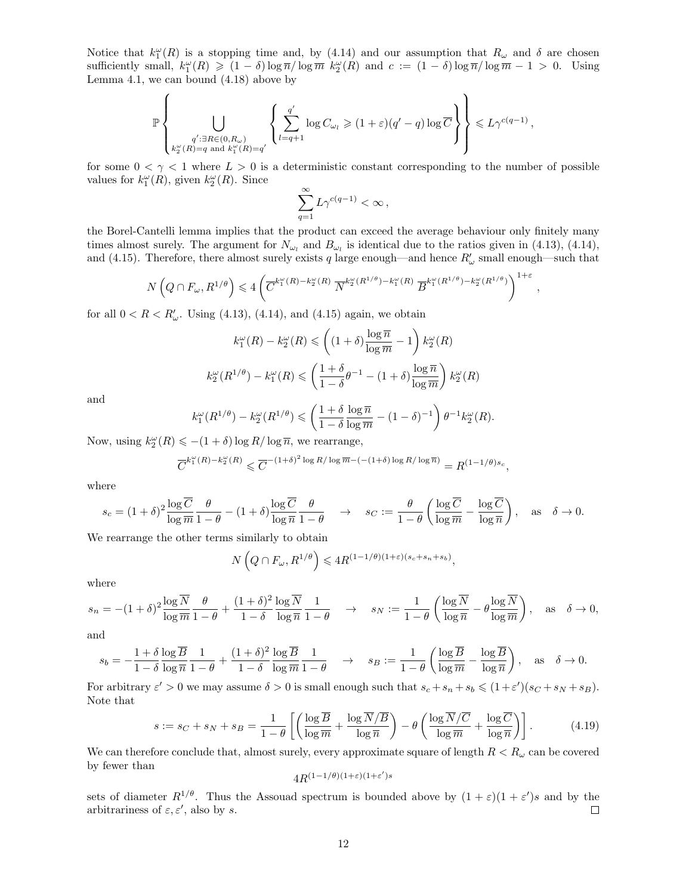Notice that $k_1^\omega(R)$ is a stopping time and, by (4.14) and our assumption that $R_\omega$ and $\delta$ are chosen sufficiently small, $k_1^\omega(R) \geqslant (1-\delta)\log \overline{n}/\log \overline{m}\ k_2^\omega(R)$ and $c := (1-\delta)\log \overline{n}/\log \overline{m} - 1 > 0$. Using Lemma 4.1, we can bound (4.18) above by

$$\mathbb{P}\left\{ \bigcup_{\substack{q' : \exists R \in (0, R_\omega) \\ k_2^\omega(R) = q \text{ and } k_1^\omega(R) = q'}} \left\{ \sum_{l=q+1}^{q'} \log C_{\omega_l} \geqslant (1+\varepsilon)(q'-q)\log \overline{C} \right\} \right\} \leqslant L\gamma^{c(q-1)},$$

for some $0 < \gamma < 1$ where $L > 0$ is a deterministic constant corresponding to the number of possible values for $k_1^\omega(R)$, given $k_2^\omega(R)$. Since

$$\sum_{q=1}^{\infty} L\gamma^{c(q-1)} < \infty,$$

the Borel-Cantelli lemma implies that the product can exceed the average behaviour only finitely many times almost surely. The argument for $N_{\omega_l}$ and $B_{\omega_l}$ is identical due to the ratios given in (4.13), (4.14), and (4.15). Therefore, there almost surely exists $q$ large enough—and hence $R'_\omega$ small enough—such that

$$N\left(Q \cap F_\omega, R^{1/\theta}\right) \leqslant 4\left(\overline{C}^{k_1^\omega(R)-k_2^\omega(R)}\ \overline{N}^{k_2^\omega(R^{1/\theta})-k_1^\omega(R)}\ \overline{B}^{k_1^\omega(R^{1/\theta})-k_2^\omega(R^{1/\theta})}\right)^{1+\varepsilon},$$

for all $0 < R < R'_\omega$. Using (4.13), (4.14), and (4.15) again, we obtain

$$k_1^\omega(R) - k_2^\omega(R) \leqslant \left((1+\delta)\frac{\log \overline{n}}{\log \overline{m}} - 1\right) k_2^\omega(R)$$

$$k_2^\omega(R^{1/\theta}) - k_1^\omega(R) \leqslant \left(\frac{1+\delta}{1-\delta}\theta^{-1} - (1+\delta)\frac{\log \overline{n}}{\log \overline{m}}\right) k_2^\omega(R)$$

and

$$k_1^\omega(R^{1/\theta}) - k_2^\omega(R^{1/\theta}) \leqslant \left(\frac{1+\delta}{1-\delta}\frac{\log \overline{n}}{\log \overline{m}} - (1-\delta)^{-1}\right)\theta^{-1} k_2^\omega(R).$$

Now, using $k_2^\omega(R) \leqslant -(1+\delta)\log R/\log \overline{n}$, we rearrange,

$$\overline{C}^{k_1^\omega(R)-k_2^\omega(R)} \leqslant \overline{C}^{-(1+\delta)^2 \log R/\log \overline{m} - (-(1+\delta)\log R/\log \overline{n})} = R^{(1-1/\theta)s_c},$$

where

$$s_c = (1+\delta)^2 \frac{\log \overline{C}}{\log \overline{m}}\frac{\theta}{1-\theta} - (1+\delta)\frac{\log \overline{C}}{\log \overline{n}}\frac{\theta}{1-\theta} \quad \to \quad s_C := \frac{\theta}{1-\theta}\left(\frac{\log \overline{C}}{\log \overline{m}} - \frac{\log \overline{C}}{\log \overline{n}}\right), \quad \text{as} \quad \delta \to 0.$$

We rearrange the other terms similarly to obtain

$$N\left(Q \cap F_\omega, R^{1/\theta}\right) \leqslant 4R^{(1-1/\theta)(1+\varepsilon)(s_c+s_n+s_b)},$$

where

$$s_n = -(1+\delta)^2 \frac{\log \overline{N}}{\log \overline{m}}\frac{\theta}{1-\theta} + \frac{(1+\delta)^2}{1-\delta}\frac{\log \overline{N}}{\log \overline{n}}\frac{1}{1-\theta} \quad \to \quad s_N := \frac{1}{1-\theta}\left(\frac{\log \overline{N}}{\log \overline{n}} - \theta\frac{\log \overline{N}}{\log \overline{m}}\right), \quad \text{as} \quad \delta \to 0,$$

and

$$s_b = -\frac{1+\delta}{1-\delta}\frac{\log \overline{B}}{\log \overline{n}}\frac{1}{1-\theta} + \frac{(1+\delta)^2}{1-\delta}\frac{\log \overline{B}}{\log \overline{m}}\frac{1}{1-\theta} \quad \to \quad s_B := \frac{1}{1-\theta}\left(\frac{\log \overline{B}}{\log \overline{m}} - \frac{\log \overline{B}}{\log \overline{n}}\right), \quad \text{as} \quad \delta \to 0.$$

For arbitrary $\varepsilon' > 0$ we may assume $\delta > 0$ is small enough such that $s_c + s_n + s_b \leqslant (1+\varepsilon')(s_C + s_N + s_B)$. Note that

$$s := s_C + s_N + s_B = \frac{1}{1-\theta}\left[\left(\frac{\log \overline{B}}{\log \overline{m}} + \frac{\log \overline{N}/\overline{B}}{\log \overline{n}}\right) - \theta\left(\frac{\log \overline{N}/\overline{C}}{\log \overline{m}} + \frac{\log \overline{C}}{\log \overline{n}}\right)\right]. \tag{4.19}$$

We can therefore conclude that, almost surely, every approximate square of length $R < R_\omega$ can be covered by fewer than

$$4R^{(1-1/\theta)(1+\varepsilon)(1+\varepsilon')s}$$

sets of diameter $R^{1/\theta}$. Thus the Assouad spectrum is bounded above by $(1+\varepsilon)(1+\varepsilon')s$ and by the arbitrariness of $\varepsilon, \varepsilon'$, also by $s$. □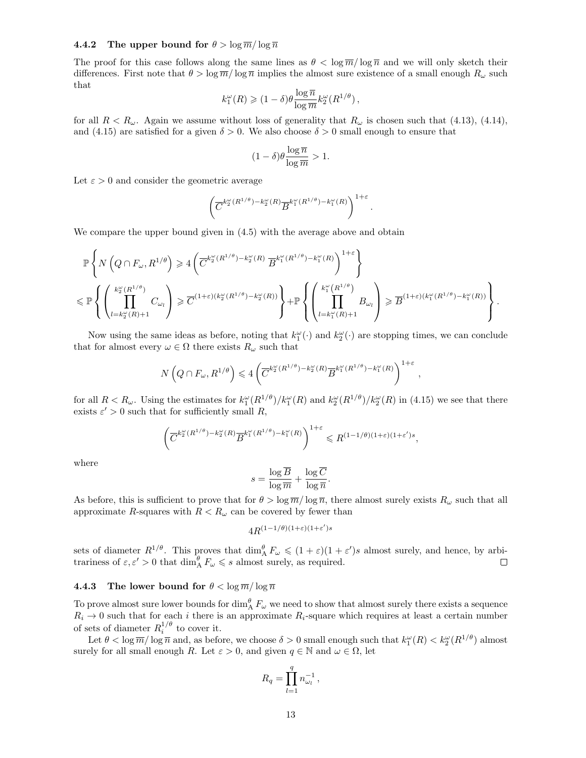### 4.4.2 The upper bound for $\theta > \log \overline{m} / \log \overline{n}$

The proof for this case follows along the same lines as $\theta < \log \overline{m} / \log \overline{n}$ and we will only sketch their differences. First note that $\theta > \log \overline{m} / \log \overline{n}$ implies the almost sure existence of a small enough $R_\omega$ such that

$$k_1^\omega(R) \geqslant (1-\delta)\theta \frac{\log \overline{n}}{\log \overline{m}} k_2^\omega(R^{1/\theta}),$$

for all $R < R_\omega$. Again we assume without loss of generality that $R_\omega$ is chosen such that (4.13), (4.14), and (4.15) are satisfied for a given $\delta > 0$. We also choose $\delta > 0$ small enough to ensure that

$$(1-\delta)\theta \frac{\log \overline{n}}{\log \overline{m}} > 1.$$

Let $\varepsilon > 0$ and consider the geometric average

$$\left( \overline{C}^{k_2^\omega(R^{1/\theta}) - k_2^\omega(R)} \overline{B}^{k_1^\omega(R^{1/\theta}) - k_1^\omega(R)} \right)^{1+\varepsilon}.$$

We compare the upper bound given in (4.5) with the average above and obtain

$$\mathbb{P}\left\{ N\left(Q \cap F_\omega, R^{1/\theta}\right) \geqslant 4\left( \overline{C}^{k_2^\omega(R^{1/\theta}) - k_2^\omega(R)} \, \overline{B}^{k_1^\omega(R^{1/\theta}) - k_1^\omega(R)} \right)^{1+\varepsilon} \right\}$$
$$\leqslant \mathbb{P}\left\{ \left( \prod_{l=k_2^\omega(R)+1}^{k_2^\omega(R^{1/\theta})} C_{\omega_l} \right) \geqslant \overline{C}^{(1+\varepsilon)(k_2^\omega(R^{1/\theta}) - k_2^\omega(R))} \right\} + \mathbb{P}\left\{ \left( \prod_{l=k_1^\omega(R)+1}^{k_1^\omega\left(R^{1/\theta}\right)} B_{\omega_l} \right) \geqslant \overline{B}^{(1+\varepsilon)(k_1^\omega(R^{1/\theta}) - k_1^\omega(R))} \right\}.$$

Now using the same ideas as before, noting that $k_1^\omega(\cdot)$ and $k_2^\omega(\cdot)$ are stopping times, we can conclude that for almost every $\omega \in \Omega$ there exists $R_\omega$ such that

$$N\left(Q \cap F_\omega, R^{1/\theta}\right) \leqslant 4\left( \overline{C}^{k_2^\omega(R^{1/\theta}) - k_2^\omega(R)} \overline{B}^{k_1^\omega(R^{1/\theta}) - k_1^\omega(R)} \right)^{1+\varepsilon},$$

for all $R < R_\omega$. Using the estimates for $k_1^\omega(R^{1/\theta})/k_1^\omega(R)$ and $k_2^\omega(R^{1/\theta})/k_2^\omega(R)$ in (4.15) we see that there exists $\varepsilon' > 0$ such that for sufficiently small $R$,

$$\left( \overline{C}^{k_2^\omega(R^{1/\theta}) - k_2^\omega(R)} \overline{B}^{k_1^\omega(R^{1/\theta}) - k_1^\omega(R)} \right)^{1+\varepsilon} \leqslant R^{(1-1/\theta)(1+\varepsilon)(1+\varepsilon')s},$$

where

$$s = \frac{\log \overline{B}}{\log \overline{m}} + \frac{\log \overline{C}}{\log \overline{n}}.$$

As before, this is sufficient to prove that for $\theta > \log \overline{m} / \log \overline{n}$, there almost surely exists $R_\omega$ such that all approximate $R$-squares with $R < R_\omega$ can be covered by fewer than

$$4R^{(1-1/\theta)(1+\varepsilon)(1+\varepsilon')s}$$

sets of diameter $R^{1/\theta}$. This proves that $\dim_{\mathrm{A}}^\theta F_\omega \leqslant (1+\varepsilon)(1+\varepsilon')s$ almost surely, and hence, by arbitrariness of $\varepsilon, \varepsilon' > 0$ that $\dim_{\mathrm{A}}^\theta F_\omega \leqslant s$ almost surely, as required. □

### 4.4.3 The lower bound for $\theta < \log \overline{m} / \log \overline{n}$

To prove almost sure lower bounds for $\dim_{\mathrm{A}}^\theta F_\omega$ we need to show that almost surely there exists a sequence $R_i \to 0$ such that for each $i$ there is an approximate $R_i$-square which requires at least a certain number of sets of diameter $R_i^{1/\theta}$ to cover it.

Let $\theta < \log \overline{m} / \log \overline{n}$ and, as before, we choose $\delta > 0$ small enough such that $k_1^\omega(R) < k_2^\omega(R^{1/\theta})$ almost surely for all small enough $R$. Let $\varepsilon > 0$, and given $q \in \mathbb{N}$ and $\omega \in \Omega$, let

$$R_q = \prod_{l=1}^{q} n_{\omega_l}^{-1},$$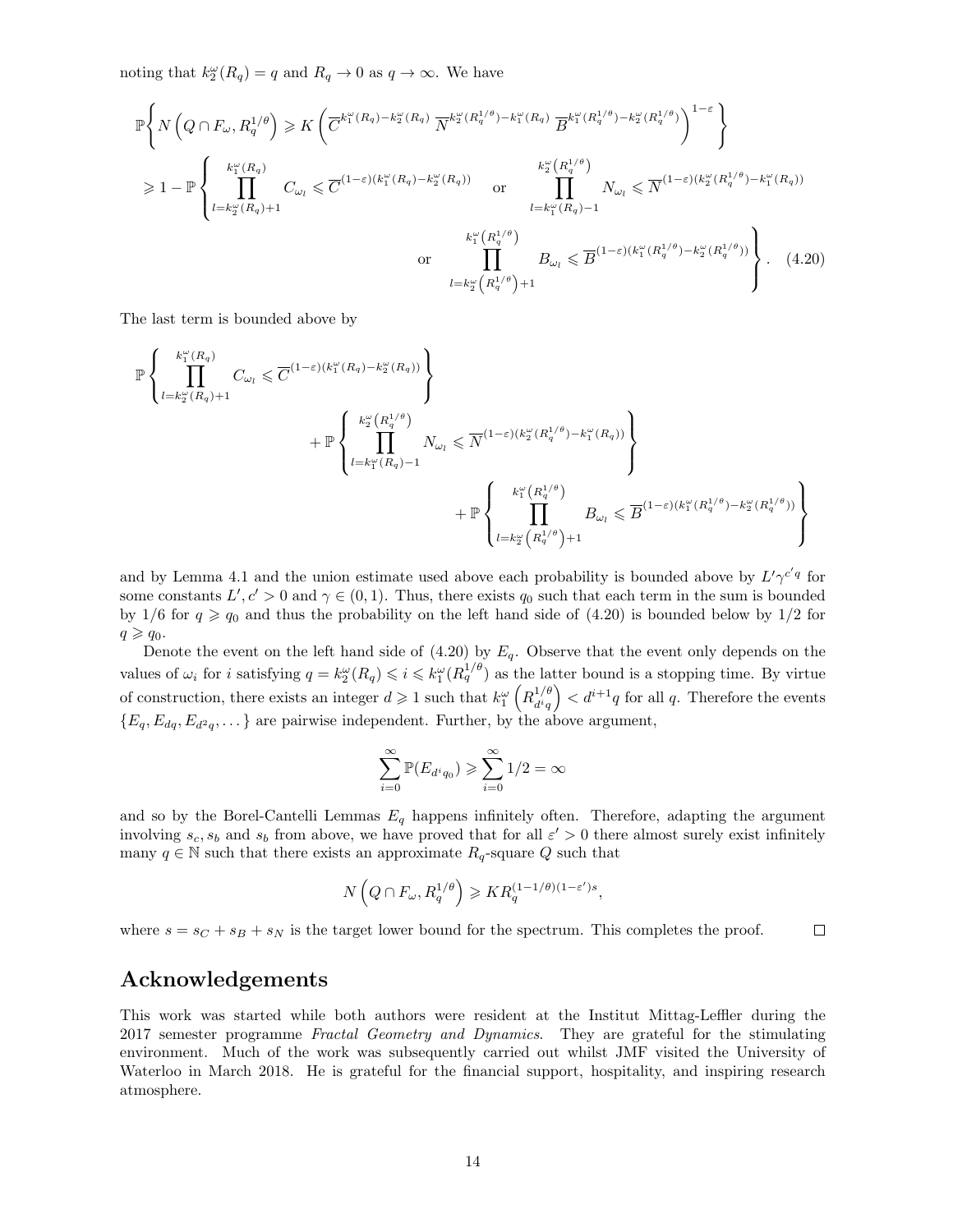noting that $k_2^\omega(R_q) = q$ and $R_q \to 0$ as $q \to \infty$. We have

$$
\begin{aligned}
&\mathbb{P}\left\{ N\left(Q \cap F_\omega, R_q^{1/\theta}\right) \geqslant K\left(\overline{C}^{k_1^\omega(R_q)-k_2^\omega(R_q)}\ \overline{N}^{k_2^\omega(R_q^{1/\theta})-k_1^\omega(R_q)}\ \overline{B}^{k_1^\omega(R_q^{1/\theta})-k_2^\omega(R_q^{1/\theta})}\right)^{1-\varepsilon}\right\} \\
&\geqslant 1 - \mathbb{P}\left\{ \prod_{l=k_2^\omega(R_q)+1}^{k_1^\omega(R_q)} C_{\omega_l} \leqslant \overline{C}^{(1-\varepsilon)(k_1^\omega(R_q)-k_2^\omega(R_q))} \quad \text{or} \quad \prod_{l=k_1^\omega(R_q)-1}^{k_2^\omega\left(R_q^{1/\theta}\right)} N_{\omega_l} \leqslant \overline{N}^{(1-\varepsilon)(k_2^\omega(R_q^{1/\theta})-k_1^\omega(R_q))} \right. \\
&\qquad\qquad \left. \text{or} \quad \prod_{l=k_2^\omega\left(R_q^{1/\theta}\right)+1}^{k_1^\omega\left(R_q^{1/\theta}\right)} B_{\omega_l} \leqslant \overline{B}^{(1-\varepsilon)(k_1^\omega(R_q^{1/\theta})-k_2^\omega(R_q^{1/\theta}))} \right\}. \qquad (4.20)
\end{aligned}
$$

The last term is bounded above by

$$
\begin{aligned}
&\mathbb{P}\left\{ \prod_{l=k_2^\omega(R_q)+1}^{k_1^\omega(R_q)} C_{\omega_l} \leqslant \overline{C}^{(1-\varepsilon)(k_1^\omega(R_q)-k_2^\omega(R_q))} \right\} \\
&\qquad + \mathbb{P}\left\{ \prod_{l=k_1^\omega(R_q)-1}^{k_2^\omega\left(R_q^{1/\theta}\right)} N_{\omega_l} \leqslant \overline{N}^{(1-\varepsilon)(k_2^\omega(R_q^{1/\theta})-k_1^\omega(R_q))} \right\} \\
&\qquad\qquad + \mathbb{P}\left\{ \prod_{l=k_2^\omega\left(R_q^{1/\theta}\right)+1}^{k_1^\omega\left(R_q^{1/\theta}\right)} B_{\omega_l} \leqslant \overline{B}^{(1-\varepsilon)(k_1^\omega(R_q^{1/\theta})-k_2^\omega(R_q^{1/\theta}))} \right\}
\end{aligned}
$$

and by Lemma 4.1 and the union estimate used above each probability is bounded above by $L'\gamma^{c'q}$ for some constants $L', c' > 0$ and $\gamma \in (0,1)$. Thus, there exists $q_0$ such that each term in the sum is bounded by $1/6$ for $q \geqslant q_0$ and thus the probability on the left hand side of (4.20) is bounded below by $1/2$ for $q \geqslant q_0$.

Denote the event on the left hand side of (4.20) by $E_q$. Observe that the event only depends on the values of $\omega_i$ for $i$ satisfying $q = k_2^\omega(R_q) \leqslant i \leqslant k_1^\omega(R_q^{1/\theta})$ as the latter bound is a stopping time. By virtue of construction, there exists an integer $d \geqslant 1$ such that $k_1^\omega\left(R_{d^i q}^{1/\theta}\right) < d^{i+1} q$ for all $q$. Therefore the events $\{E_q, E_{dq}, E_{d^2q}, \dots\}$ are pairwise independent. Further, by the above argument,

$$
\sum_{i=0}^{\infty} \mathbb{P}(E_{d^i q_0}) \geqslant \sum_{i=0}^{\infty} 1/2 = \infty
$$

and so by the Borel-Cantelli Lemmas $E_q$ happens infinitely often. Therefore, adapting the argument involving $s_c, s_b$ and $s_b$ from above, we have proved that for all $\varepsilon' > 0$ there almost surely exist infinitely many $q \in \mathbb{N}$ such that there exists an approximate $R_q$-square $Q$ such that

$$
N\left(Q \cap F_\omega, R_q^{1/\theta}\right) \geqslant K R_q^{(1-1/\theta)(1-\varepsilon')s},
$$

where $s = s_C + s_B + s_N$ is the target lower bound for the spectrum. This completes the proof. $\square$

## Acknowledgements

This work was started while both authors were resident at the Institut Mittag-Leffler during the 2017 semester programme *Fractal Geometry and Dynamics*. They are grateful for the stimulating environment. Much of the work was subsequently carried out whilst JMF visited the University of Waterloo in March 2018. He is grateful for the financial support, hospitality, and inspiring research atmosphere.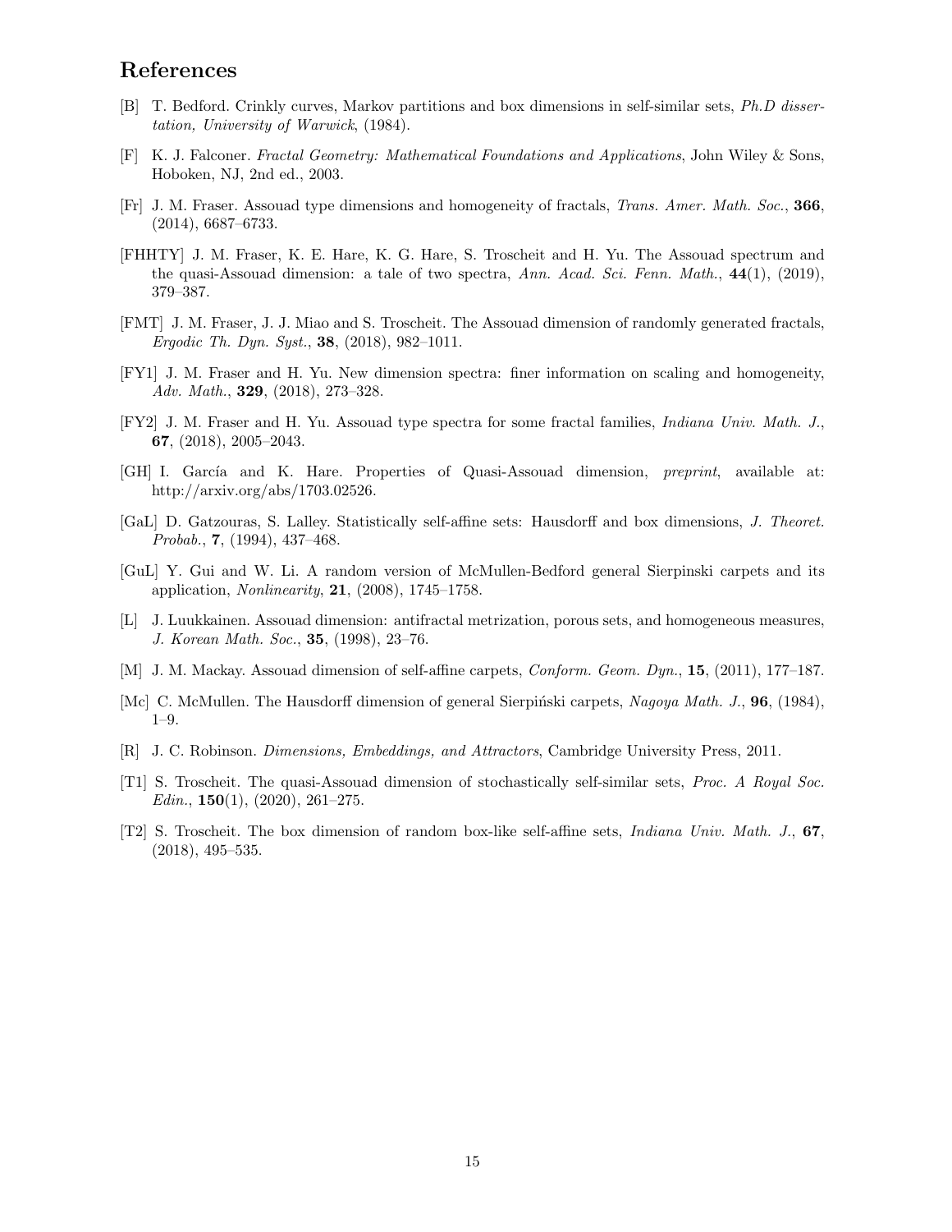## References

[B] T. Bedford. Crinkly curves, Markov partitions and box dimensions in self-similar sets, *Ph.D dissertation, University of Warwick*, (1984).

[F] K. J. Falconer. *Fractal Geometry: Mathematical Foundations and Applications*, John Wiley & Sons, Hoboken, NJ, 2nd ed., 2003.

[Fr] J. M. Fraser. Assouad type dimensions and homogeneity of fractals, *Trans. Amer. Math. Soc.*, **366**, (2014), 6687–6733.

[FHHTY] J. M. Fraser, K. E. Hare, K. G. Hare, S. Troscheit and H. Yu. The Assouad spectrum and the quasi-Assouad dimension: a tale of two spectra, *Ann. Acad. Sci. Fenn. Math.*, **44**(1), (2019), 379–387.

[FMT] J. M. Fraser, J. J. Miao and S. Troscheit. The Assouad dimension of randomly generated fractals, *Ergodic Th. Dyn. Syst.*, **38**, (2018), 982–1011.

[FY1] J. M. Fraser and H. Yu. New dimension spectra: finer information on scaling and homogeneity, *Adv. Math.*, **329**, (2018), 273–328.

[FY2] J. M. Fraser and H. Yu. Assouad type spectra for some fractal families, *Indiana Univ. Math. J.*, **67**, (2018), 2005–2043.

[GH] I. García and K. Hare. Properties of Quasi-Assouad dimension, *preprint*, available at: http://arxiv.org/abs/1703.02526.

[GaL] D. Gatzouras, S. Lalley. Statistically self-affine sets: Hausdorff and box dimensions, *J. Theoret. Probab.*, **7**, (1994), 437–468.

[GuL] Y. Gui and W. Li. A random version of McMullen-Bedford general Sierpinski carpets and its application, *Nonlinearity*, **21**, (2008), 1745–1758.

[L] J. Luukkainen. Assouad dimension: antifractal metrization, porous sets, and homogeneous measures, *J. Korean Math. Soc.*, **35**, (1998), 23–76.

[M] J. M. Mackay. Assouad dimension of self-affine carpets, *Conform. Geom. Dyn.*, **15**, (2011), 177–187.

[Mc] C. McMullen. The Hausdorff dimension of general Sierpiński carpets, *Nagoya Math. J.*, **96**, (1984), 1–9.

[R] J. C. Robinson. *Dimensions, Embeddings, and Attractors*, Cambridge University Press, 2011.

[T1] S. Troscheit. The quasi-Assouad dimension of stochastically self-similar sets, *Proc. A Royal Soc. Edin.*, **150**(1), (2020), 261–275.

[T2] S. Troscheit. The box dimension of random box-like self-affine sets, *Indiana Univ. Math. J.*, **67**, (2018), 495–535.